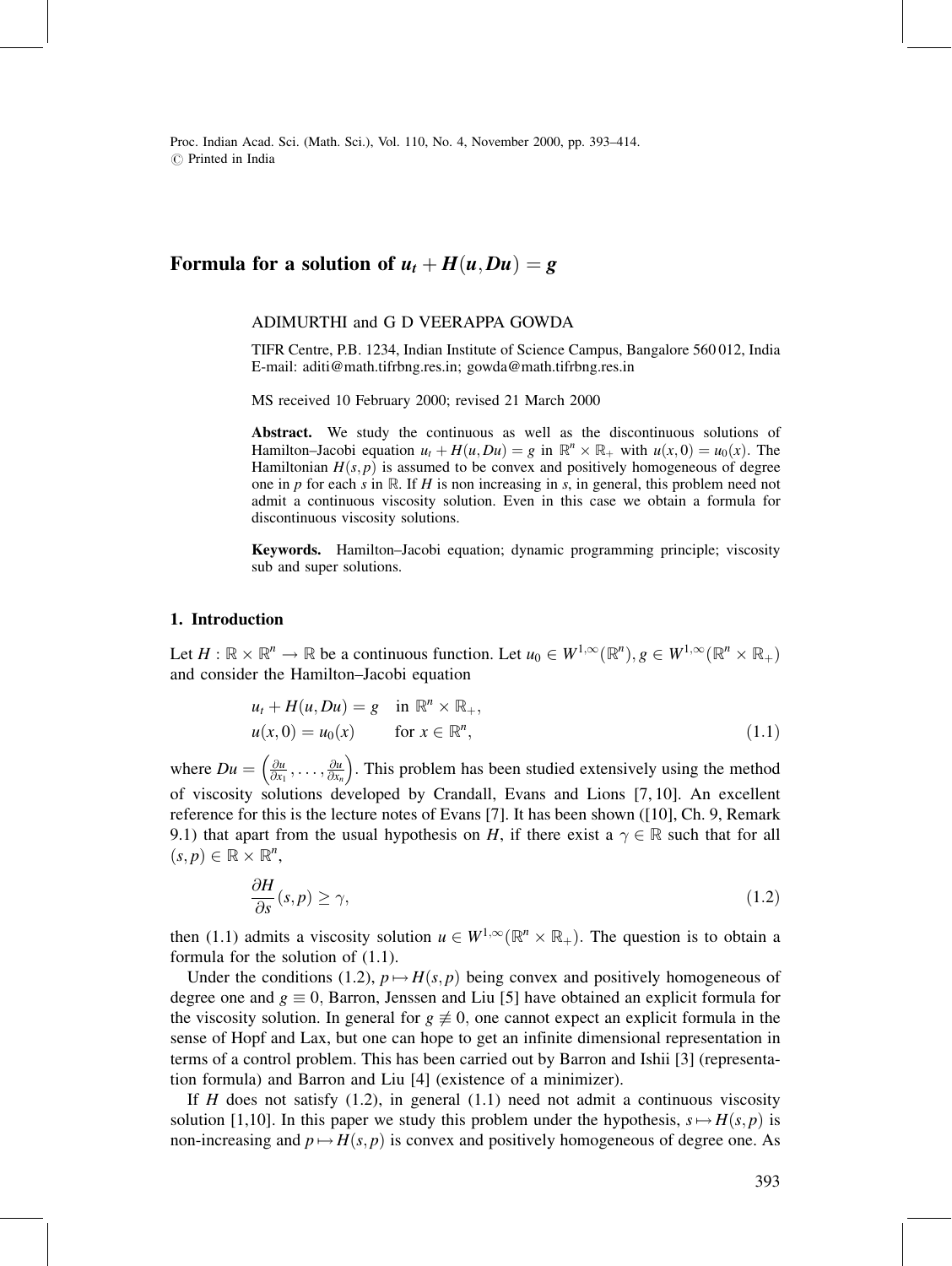# Formula for a solution of $u_t + H(u, Du) = g$

ADIMURTHI and G D VEERAPPA GOWDA

TIFR Centre, P.B. 1234, Indian Institute of Science Campus, Bangalore 560 012, India
E-mail: aditi@math.tifrbng.res.in; gowda@math.tifrbng.res.in

MS received 10 February 2000; revised 21 March 2000

**Abstract.** We study the continuous as well as the discontinuous solutions of Hamilton–Jacobi equation $u_t + H(u, Du) = g$ in $\mathbb{R}^n \times \mathbb{R}_+$ with $u(x, 0) = u_0(x)$. The Hamiltonian $H(s, p)$ is assumed to be convex and positively homogeneous of degree one in $p$ for each $s$ in $\mathbb{R}$. If $H$ is non increasing in $s$, in general, this problem need not admit a continuous viscosity solution. Even in this case we obtain a formula for discontinuous viscosity solutions.

**Keywords.** Hamilton–Jacobi equation; dynamic programming principle; viscosity sub and super solutions.

## 1. Introduction

Let $H : \mathbb{R} \times \mathbb{R}^n \to \mathbb{R}$ be a continuous function. Let $u_0 \in W^{1,\infty}(\mathbb{R}^n), g \in W^{1,\infty}(\mathbb{R}^n \times \mathbb{R}_+)$ and consider the Hamilton–Jacobi equation

$$
\begin{aligned}
&u_t + H(u, Du) = g \quad \text{in } \mathbb{R}^n \times \mathbb{R}_+, \\
&u(x, 0) = u_0(x) \qquad \text{for } x \in \mathbb{R}^n,
\end{aligned}
\tag{1.1}
$$

where $Du = \left(\frac{\partial u}{\partial x_1}, \ldots, \frac{\partial u}{\partial x_n}\right)$. This problem has been studied extensively using the method of viscosity solutions developed by Crandall, Evans and Lions [7, 10]. An excellent reference for this is the lecture notes of Evans [7]. It has been shown ([10], Ch. 9, Remark 9.1) that apart from the usual hypothesis on $H$, if there exist a $\gamma \in \mathbb{R}$ such that for all $(s, p) \in \mathbb{R} \times \mathbb{R}^n$,

$$
\frac{\partial H}{\partial s}(s, p) \geq \gamma,
\tag{1.2}
$$

then (1.1) admits a viscosity solution $u \in W^{1,\infty}(\mathbb{R}^n \times \mathbb{R}_+)$. The question is to obtain a formula for the solution of (1.1).

Under the conditions (1.2), $p \mapsto H(s, p)$ being convex and positively homogeneous of degree one and $g \equiv 0$, Barron, Jenssen and Liu [5] have obtained an explicit formula for the viscosity solution. In general for $g \not\equiv 0$, one cannot expect an explicit formula in the sense of Hopf and Lax, but one can hope to get an infinite dimensional representation in terms of a control problem. This has been carried out by Barron and Ishii [3] (representation formula) and Barron and Liu [4] (existence of a minimizer).

If $H$ does not satisfy (1.2), in general (1.1) need not admit a continuous viscosity solution [1,10]. In this paper we study this problem under the hypothesis, $s \mapsto H(s, p)$ is non-increasing and $p \mapsto H(s, p)$ is convex and positively homogeneous of degree one. As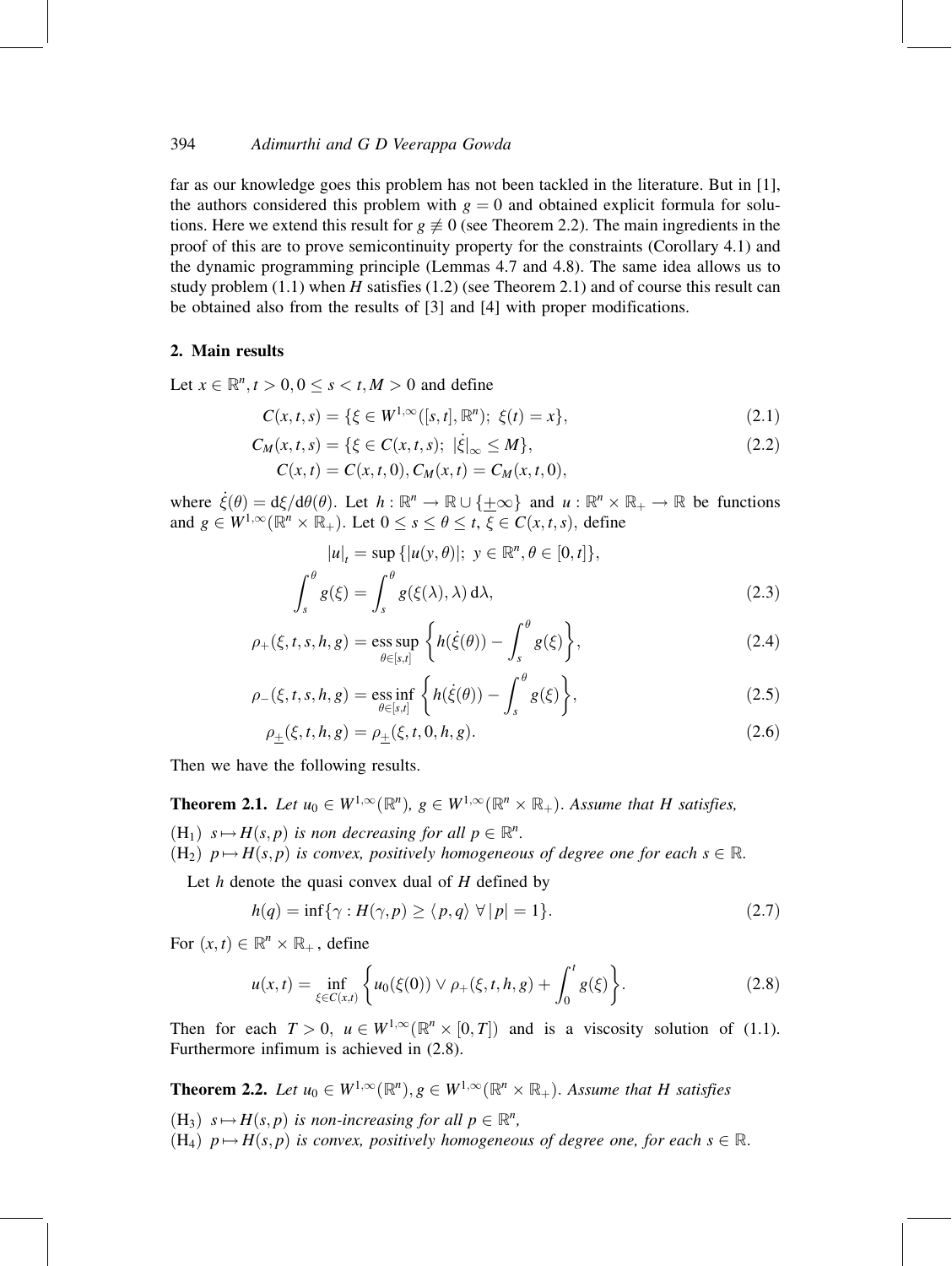far as our knowledge goes this problem has not been tackled in the literature. But in [1], the authors considered this problem with $g = 0$ and obtained explicit formula for solutions. Here we extend this result for $g \not\equiv 0$ (see Theorem 2.2). The main ingredients in the proof of this are to prove semicontinuity property for the constraints (Corollary 4.1) and the dynamic programming principle (Lemmas 4.7 and 4.8). The same idea allows us to study problem (1.1) when $H$ satisfies (1.2) (see Theorem 2.1) and of course this result can be obtained also from the results of [3] and [4] with proper modifications.

## 2. Main results

Let $x \in \mathbb{R}^n, t > 0, 0 \leq s < t, M > 0$ and define

$$C(x,t,s) = \{\xi \in W^{1,\infty}([s,t],\mathbb{R}^n);\ \xi(t) = x\}, \tag{2.1}$$

$$C_M(x,t,s) = \{\xi \in C(x,t,s);\ |\dot{\xi}|_\infty \leq M\}, \tag{2.2}$$

$$C(x,t) = C(x,t,0), C_M(x,t) = C_M(x,t,0),$$

where $\dot{\xi}(\theta) = \mathrm{d}\xi/\mathrm{d}\theta(\theta)$. Let $h : \mathbb{R}^n \to \mathbb{R} \cup \{\pm\infty\}$ and $u : \mathbb{R}^n \times \mathbb{R}_+ \to \mathbb{R}$ be functions and $g \in W^{1,\infty}(\mathbb{R}^n \times \mathbb{R}_+)$. Let $0 \leq s \leq \theta \leq t$, $\xi \in C(x,t,s)$, define

$$|u|_t = \sup\{|u(y,\theta)|;\ y \in \mathbb{R}^n, \theta \in [0,t]\},$$

$$\int_s^\theta g(\xi) = \int_s^\theta g(\xi(\lambda),\lambda)\,\mathrm{d}\lambda, \tag{2.3}$$

$$\rho_+(\xi,t,s,h,g) = \operatorname*{ess\,sup}_{\theta\in[s,t]} \left\{h(\dot{\xi}(\theta)) - \int_s^\theta g(\xi)\right\}, \tag{2.4}$$

$$\rho_-(\xi,t,s,h,g) = \operatorname*{ess\,inf}_{\theta\in[s,t]} \left\{h(\dot{\xi}(\theta)) - \int_s^\theta g(\xi)\right\}, \tag{2.5}$$

$$\rho_\pm(\xi,t,h,g) = \rho_\pm(\xi,t,0,h,g). \tag{2.6}$$

Then we have the following results.

**Theorem 2.1.** *Let $u_0 \in W^{1,\infty}(\mathbb{R}^n)$, $g \in W^{1,\infty}(\mathbb{R}^n \times \mathbb{R}_+)$. Assume that $H$ satisfies,*

($\mathrm{H}_1$) *$s \mapsto H(s,p)$ is non decreasing for all $p \in \mathbb{R}^n$.*
($\mathrm{H}_2$) *$p \mapsto H(s,p)$ is convex, positively homogeneous of degree one for each $s \in \mathbb{R}$.*

Let $h$ denote the quasi convex dual of $H$ defined by

$$h(q) = \inf\{\gamma : H(\gamma,p) \geq \langle p,q\rangle\ \forall\,|p| = 1\}. \tag{2.7}$$

For $(x,t) \in \mathbb{R}^n \times \mathbb{R}_+$, define

$$u(x,t) = \inf_{\xi\in C(x,t)} \left\{u_0(\xi(0)) \vee \rho_+(\xi,t,h,g) + \int_0^t g(\xi)\right\}. \tag{2.8}$$

Then for each $T > 0$, $u \in W^{1,\infty}(\mathbb{R}^n \times [0,T])$ and is a viscosity solution of (1.1). Furthermore infimum is achieved in (2.8).

**Theorem 2.2.** *Let $u_0 \in W^{1,\infty}(\mathbb{R}^n), g \in W^{1,\infty}(\mathbb{R}^n \times \mathbb{R}_+)$. Assume that $H$ satisfies*

($\mathrm{H}_3$) *$s \mapsto H(s,p)$ is non-increasing for all $p \in \mathbb{R}^n$,*
($\mathrm{H}_4$) *$p \mapsto H(s,p)$ is convex, positively homogeneous of degree one, for each $s \in \mathbb{R}$.*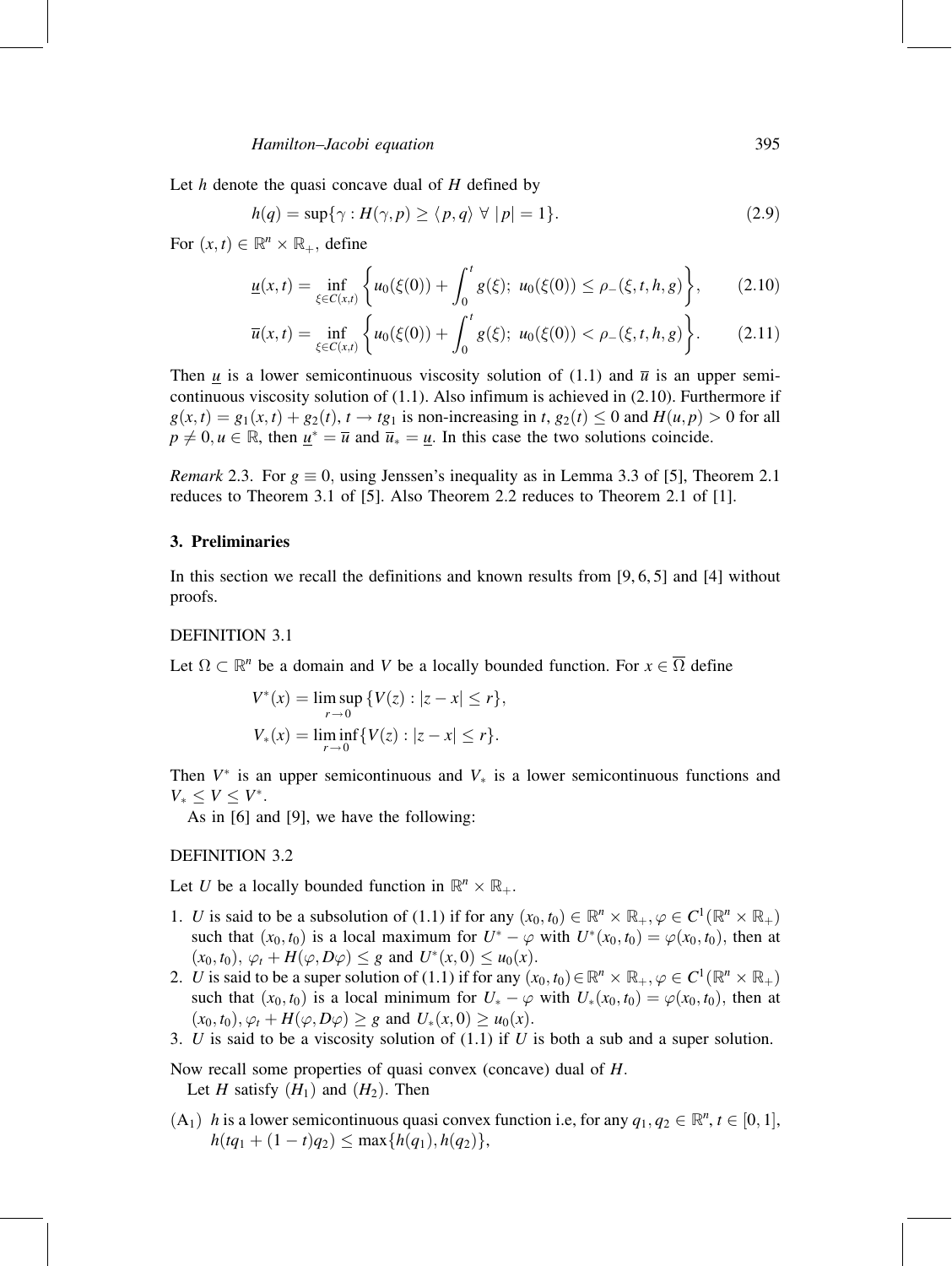Let $h$ denote the quasi concave dual of $H$ defined by

$$h(q) = \sup\{\gamma : H(\gamma, p) \geq \langle p, q\rangle \ \forall \ |p| = 1\}. \tag{2.9}$$

For $(x,t) \in \mathbb{R}^n \times \mathbb{R}_+$, define

$$\underline{u}(x,t) = \inf_{\xi \in C(x,t)} \left\{ u_0(\xi(0)) + \int_0^t g(\xi);\ u_0(\xi(0)) \leq \rho_-(\xi, t, h, g) \right\}, \tag{2.10}$$

$$\overline{u}(x,t) = \inf_{\xi \in C(x,t)} \left\{ u_0(\xi(0)) + \int_0^t g(\xi);\ u_0(\xi(0)) < \rho_-(\xi, t, h, g) \right\}. \tag{2.11}$$

Then $\underline{u}$ is a lower semicontinuous viscosity solution of (1.1) and $\overline{u}$ is an upper semicontinuous viscosity solution of (1.1). Also infimum is achieved in (2.10). Furthermore if $g(x,t) = g_1(x,t) + g_2(t)$, $t \to tg_1$ is non-increasing in $t$, $g_2(t) \leq 0$ and $H(u,p) > 0$ for all $p \neq 0, u \in \mathbb{R}$, then $\underline{u}^* = \overline{u}$ and $\overline{u}_* = \underline{u}$. In this case the two solutions coincide.

*Remark* 2.3. For $g \equiv 0$, using Jenssen's inequality as in Lemma 3.3 of [5], Theorem 2.1 reduces to Theorem 3.1 of [5]. Also Theorem 2.2 reduces to Theorem 2.1 of [1].

## 3. Preliminaries

In this section we recall the definitions and known results from [9, 6, 5] and [4] without proofs.

DEFINITION 3.1

Let $\Omega \subset \mathbb{R}^n$ be a domain and $V$ be a locally bounded function. For $x \in \overline{\Omega}$ define

$$V^*(x) = \limsup_{r \to 0} \{V(z) : |z - x| \leq r\},$$

$$V_*(x) = \liminf_{r \to 0} \{V(z) : |z - x| \leq r\}.$$

Then $V^*$ is an upper semicontinuous and $V_*$ is a lower semicontinuous functions and $V_* \leq V \leq V^*$.

As in [6] and [9], we have the following:

DEFINITION 3.2

Let $U$ be a locally bounded function in $\mathbb{R}^n \times \mathbb{R}_+$.

1. $U$ is said to be a subsolution of (1.1) if for any $(x_0, t_0) \in \mathbb{R}^n \times \mathbb{R}_+, \varphi \in C^1(\mathbb{R}^n \times \mathbb{R}_+)$ such that $(x_0, t_0)$ is a local maximum for $U^* - \varphi$ with $U^*(x_0, t_0) = \varphi(x_0, t_0)$, then at $(x_0, t_0)$, $\varphi_t + H(\varphi, D\varphi) \leq g$ and $U^*(x, 0) \leq u_0(x)$.
2. $U$ is said to be a super solution of (1.1) if for any $(x_0, t_0) \in \mathbb{R}^n \times \mathbb{R}_+, \varphi \in C^1(\mathbb{R}^n \times \mathbb{R}_+)$ such that $(x_0, t_0)$ is a local minimum for $U_* - \varphi$ with $U_*(x_0, t_0) = \varphi(x_0, t_0)$, then at $(x_0, t_0), \varphi_t + H(\varphi, D\varphi) \geq g$ and $U_*(x, 0) \geq u_0(x)$.
3. $U$ is said to be a viscosity solution of (1.1) if $U$ is both a sub and a super solution.

Now recall some properties of quasi convex (concave) dual of $H$.

Let $H$ satisfy $(H_1)$ and $(H_2)$. Then

$(\mathrm{A}_1)$ $h$ is a lower semicontinuous quasi convex function i.e, for any $q_1, q_2 \in \mathbb{R}^n$, $t \in [0,1]$, $h(tq_1 + (1-t)q_2) \leq \max\{h(q_1), h(q_2)\}$,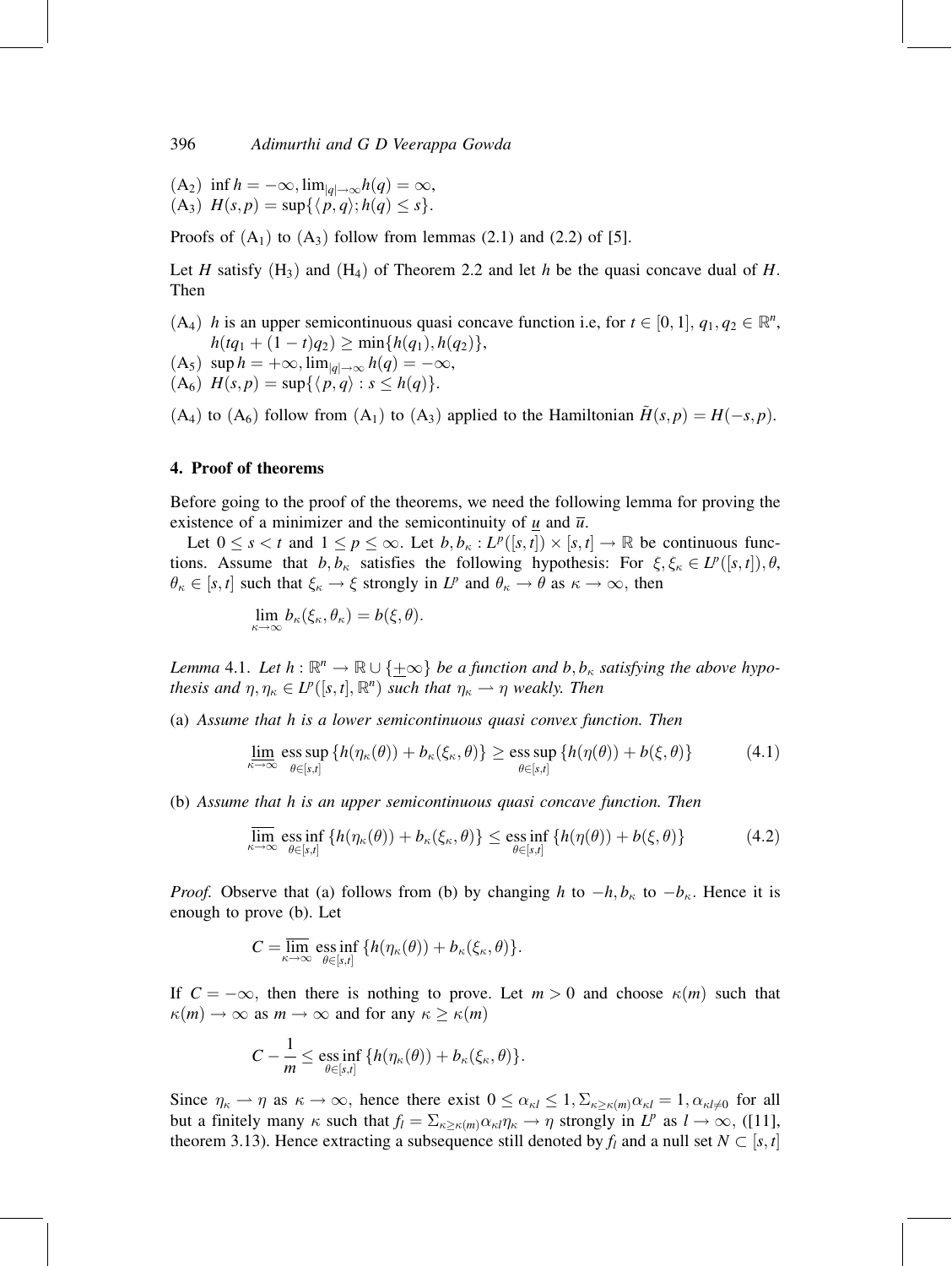($A_2$) $\inf h = -\infty, \lim_{|q|\to\infty} h(q) = \infty$,
($A_3$) $H(s,p) = \sup\{\langle p,q\rangle; h(q) \leq s\}$.

Proofs of ($A_1$) to ($A_3$) follow from lemmas (2.1) and (2.2) of [5].

Let $H$ satisfy ($H_3$) and ($H_4$) of Theorem 2.2 and let $h$ be the quasi concave dual of $H$. Then

($A_4$) $h$ is an upper semicontinuous quasi concave function i.e, for $t \in [0,1]$, $q_1, q_2 \in \mathbb{R}^n$, $h(tq_1 + (1-t)q_2) \geq \min\{h(q_1), h(q_2)\}$,
($A_5$) $\sup h = +\infty, \lim_{|q|\to\infty} h(q) = -\infty$,
($A_6$) $H(s,p) = \sup\{\langle p,q\rangle : s \leq h(q)\}$.

($A_4$) to ($A_6$) follow from ($A_1$) to ($A_3$) applied to the Hamiltonian $\tilde{H}(s,p) = H(-s,p)$.

## 4. Proof of theorems

Before going to the proof of the theorems, we need the following lemma for proving the existence of a minimizer and the semicontinuity of $\underline{u}$ and $\overline{u}$.

Let $0 \leq s < t$ and $1 \leq p \leq \infty$. Let $b, b_\kappa : L^p([s,t]) \times [s,t] \to \mathbb{R}$ be continuous functions. Assume that $b, b_\kappa$ satisfies the following hypothesis: For $\xi, \xi_\kappa \in L^p([s,t]), \theta$, $\theta_\kappa \in [s,t]$ such that $\xi_\kappa \to \xi$ strongly in $L^p$ and $\theta_\kappa \to \theta$ as $\kappa \to \infty$, then

$$\lim_{\kappa\to\infty} b_\kappa(\xi_\kappa, \theta_\kappa) = b(\xi, \theta).$$

*Lemma* 4.1. *Let $h : \mathbb{R}^n \to \mathbb{R} \cup \{\pm\infty\}$ be a function and $b, b_\kappa$ satisfying the above hypothesis and $\eta, \eta_\kappa \in L^p([s,t], \mathbb{R}^n)$ such that $\eta_\kappa \rightharpoonup \eta$ weakly. Then*

(a) *Assume that $h$ is a lower semicontinuous quasi convex function. Then*

$$\underline{\lim}_{\kappa\to\infty} \operatorname*{ess\,sup}_{\theta\in[s,t]} \{h(\eta_\kappa(\theta)) + b_\kappa(\xi_\kappa, \theta)\} \geq \operatorname*{ess\,sup}_{\theta\in[s,t]} \{h(\eta(\theta)) + b(\xi, \theta)\} \tag{4.1}$$

(b) *Assume that $h$ is an upper semicontinuous quasi concave function. Then*

$$\overline{\lim}_{\kappa\to\infty} \operatorname*{ess\,inf}_{\theta\in[s,t]} \{h(\eta_\kappa(\theta)) + b_\kappa(\xi_\kappa, \theta)\} \leq \operatorname*{ess\,inf}_{\theta\in[s,t]} \{h(\eta(\theta)) + b(\xi, \theta)\} \tag{4.2}$$

*Proof.* Observe that (a) follows from (b) by changing $h$ to $-h, b_\kappa$ to $-b_\kappa$. Hence it is enough to prove (b). Let

$$C = \overline{\lim}_{\kappa\to\infty} \operatorname*{ess\,inf}_{\theta\in[s,t]} \{h(\eta_\kappa(\theta)) + b_\kappa(\xi_\kappa, \theta)\}.$$

If $C = -\infty$, then there is nothing to prove. Let $m > 0$ and choose $\kappa(m)$ such that $\kappa(m) \to \infty$ as $m \to \infty$ and for any $\kappa \geq \kappa(m)$

$$C - \frac{1}{m} \leq \operatorname*{ess\,inf}_{\theta\in[s,t]} \{h(\eta_\kappa(\theta)) + b_\kappa(\xi_\kappa, \theta)\}.$$

Since $\eta_\kappa \rightharpoonup \eta$ as $\kappa \to \infty$, hence there exist $0 \leq \alpha_{\kappa l} \leq 1, \Sigma_{\kappa \geq \kappa(m)} \alpha_{\kappa l} = 1, \alpha_{\kappa l \neq 0}$ for all but a finitely many $\kappa$ such that $f_l = \Sigma_{\kappa\geq\kappa(m)} \alpha_{\kappa l} \eta_\kappa \to \eta$ strongly in $L^p$ as $l \to \infty$, ([11], theorem 3.13). Hence extracting a subsequence still denoted by $f_l$ and a null set $N \subset [s,t]$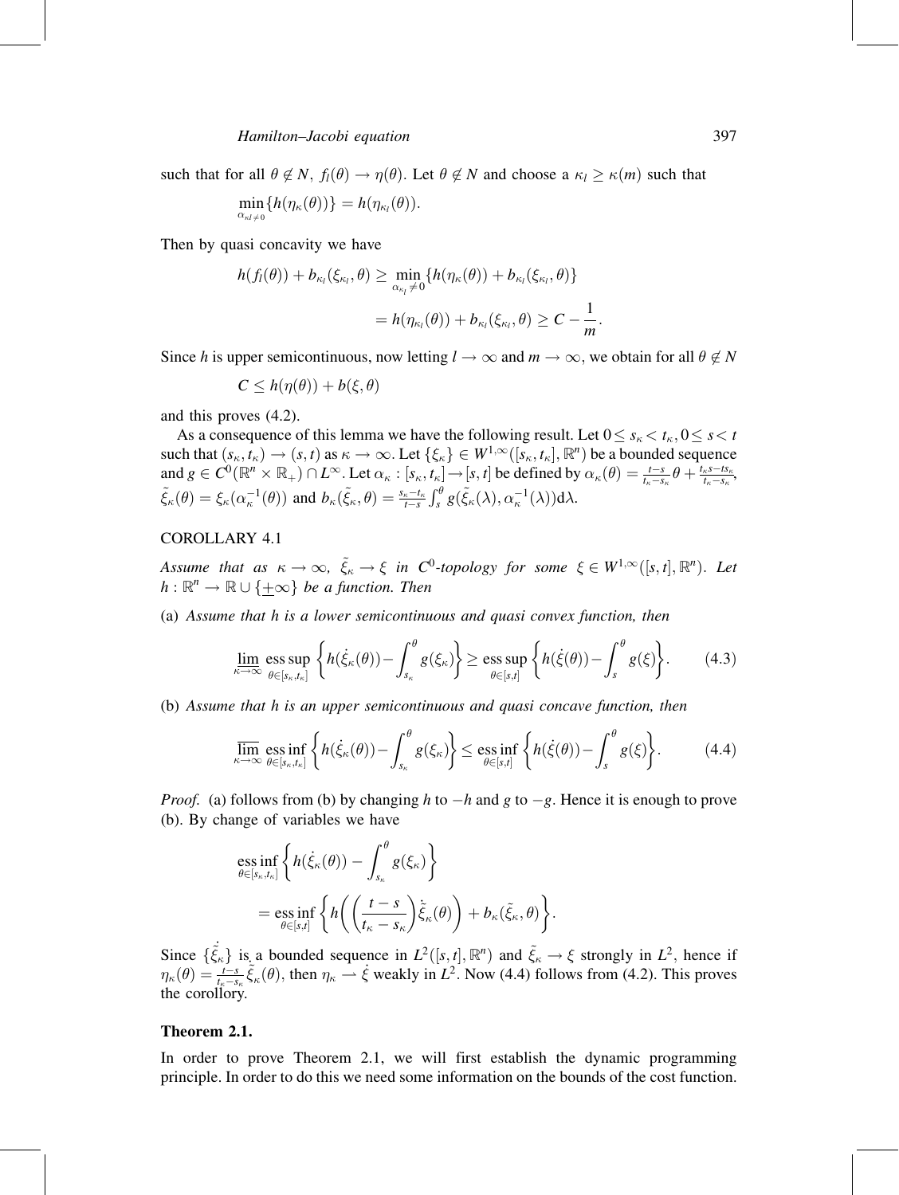such that for all $\theta \notin N$, $f_l(\theta) \to \eta(\theta)$. Let $\theta \notin N$ and choose a $\kappa_l \geq \kappa(m)$ such that

$$\min_{\alpha_{\kappa l} \neq 0} \{h(\eta_\kappa(\theta))\} = h(\eta_{\kappa_l}(\theta)).$$

Then by quasi concavity we have

$$\begin{aligned} h(f_l(\theta)) + b_{\kappa_l}(\xi_{\kappa_l}, \theta) &\geq \min_{\alpha_{\kappa_l} \neq 0} \{h(\eta_\kappa(\theta)) + b_{\kappa_l}(\xi_{\kappa_l}, \theta)\} \\ &= h(\eta_{\kappa_l}(\theta)) + b_{\kappa_l}(\xi_{\kappa_l}, \theta) \geq C - \frac{1}{m}. \end{aligned}$$

Since $h$ is upper semicontinuous, now letting $l \to \infty$ and $m \to \infty$, we obtain for all $\theta \notin N$

$$C \leq h(\eta(\theta)) + b(\xi, \theta)$$

and this proves (4.2).

As a consequence of this lemma we have the following result. Let $0 \leq s_\kappa < t_\kappa, 0 \leq s < t$ such that $(s_\kappa, t_\kappa) \to (s, t)$ as $\kappa \to \infty$. Let $\{\xi_\kappa\} \in W^{1,\infty}([s_\kappa, t_\kappa], \mathbb{R}^n)$ be a bounded sequence and $g \in C^0(\mathbb{R}^n \times \mathbb{R}_+) \cap L^\infty$. Let $\alpha_\kappa : [s_\kappa, t_\kappa] \to [s, t]$ be defined by $\alpha_\kappa(\theta) = \frac{t-s}{t_\kappa - s_\kappa}\theta + \frac{t_\kappa s - t s_\kappa}{t_\kappa - s_\kappa}$, $\tilde{\xi}_\kappa(\theta) = \xi_\kappa(\alpha_\kappa^{-1}(\theta))$ and $b_\kappa(\tilde{\xi}_\kappa, \theta) = \frac{s_\kappa - t_\kappa}{t-s}\int_s^\theta g(\tilde{\xi}_\kappa(\lambda), \alpha_\kappa^{-1}(\lambda))\mathrm{d}\lambda$.

COROLLARY 4.1

*Assume that as $\kappa \to \infty$, $\tilde{\xi}_\kappa \to \xi$ in $C^0$-topology for some $\xi \in W^{1,\infty}([s,t], \mathbb{R}^n)$. Let $h : \mathbb{R}^n \to \mathbb{R} \cup \{\pm\infty\}$ be a function. Then*

(a) *Assume that h is a lower semicontinuous and quasi convex function, then*

$$\varliminf_{\kappa \to \infty} \operatorname*{ess\,sup}_{\theta \in [s_\kappa, t_\kappa]} \left\{ h(\dot{\xi}_\kappa(\theta)) - \int_{s_\kappa}^\theta g(\xi_\kappa) \right\} \geq \operatorname*{ess\,sup}_{\theta \in [s,t]} \left\{ h(\dot{\xi}(\theta)) - \int_s^\theta g(\xi) \right\}. \tag{4.3}$$

(b) *Assume that h is an upper semicontinuous and quasi concave function, then*

$$\varlimsup_{\kappa \to \infty} \operatorname*{ess\,inf}_{\theta \in [s_\kappa, t_\kappa]} \left\{ h(\dot{\xi}_\kappa(\theta)) - \int_{s_\kappa}^\theta g(\xi_\kappa) \right\} \leq \operatorname*{ess\,inf}_{\theta \in [s,t]} \left\{ h(\dot{\xi}(\theta)) - \int_s^\theta g(\xi) \right\}. \tag{4.4}$$

*Proof.* (a) follows from (b) by changing $h$ to $-h$ and $g$ to $-g$. Hence it is enough to prove (b). By change of variables we have

$$\begin{aligned} &\operatorname*{ess\,inf}_{\theta \in [s_\kappa, t_\kappa]} \left\{ h(\dot{\xi}_\kappa(\theta)) - \int_{s_\kappa}^\theta g(\xi_\kappa) \right\} \\ &\quad = \operatorname*{ess\,inf}_{\theta \in [s,t]} \left\{ h\left( \left( \frac{t-s}{t_\kappa - s_\kappa} \right) \dot{\tilde{\xi}}_\kappa(\theta) \right) + b_\kappa(\tilde{\xi}_\kappa, \theta) \right\}. \end{aligned}$$

Since $\{\dot{\tilde{\xi}}_\kappa\}$ is a bounded sequence in $L^2([s,t], \mathbb{R}^n)$ and $\tilde{\xi}_\kappa \to \xi$ strongly in $L^2$, hence if $\eta_\kappa(\theta) = \frac{t-s}{t_\kappa - s_\kappa}\dot{\tilde{\xi}}_\kappa(\theta)$, then $\eta_\kappa \rightharpoonup \dot{\xi}$ weakly in $L^2$. Now (4.4) follows from (4.2). This proves the corollary.

**Theorem 2.1.**

In order to prove Theorem 2.1, we will first establish the dynamic programming principle. In order to do this we need some information on the bounds of the cost function.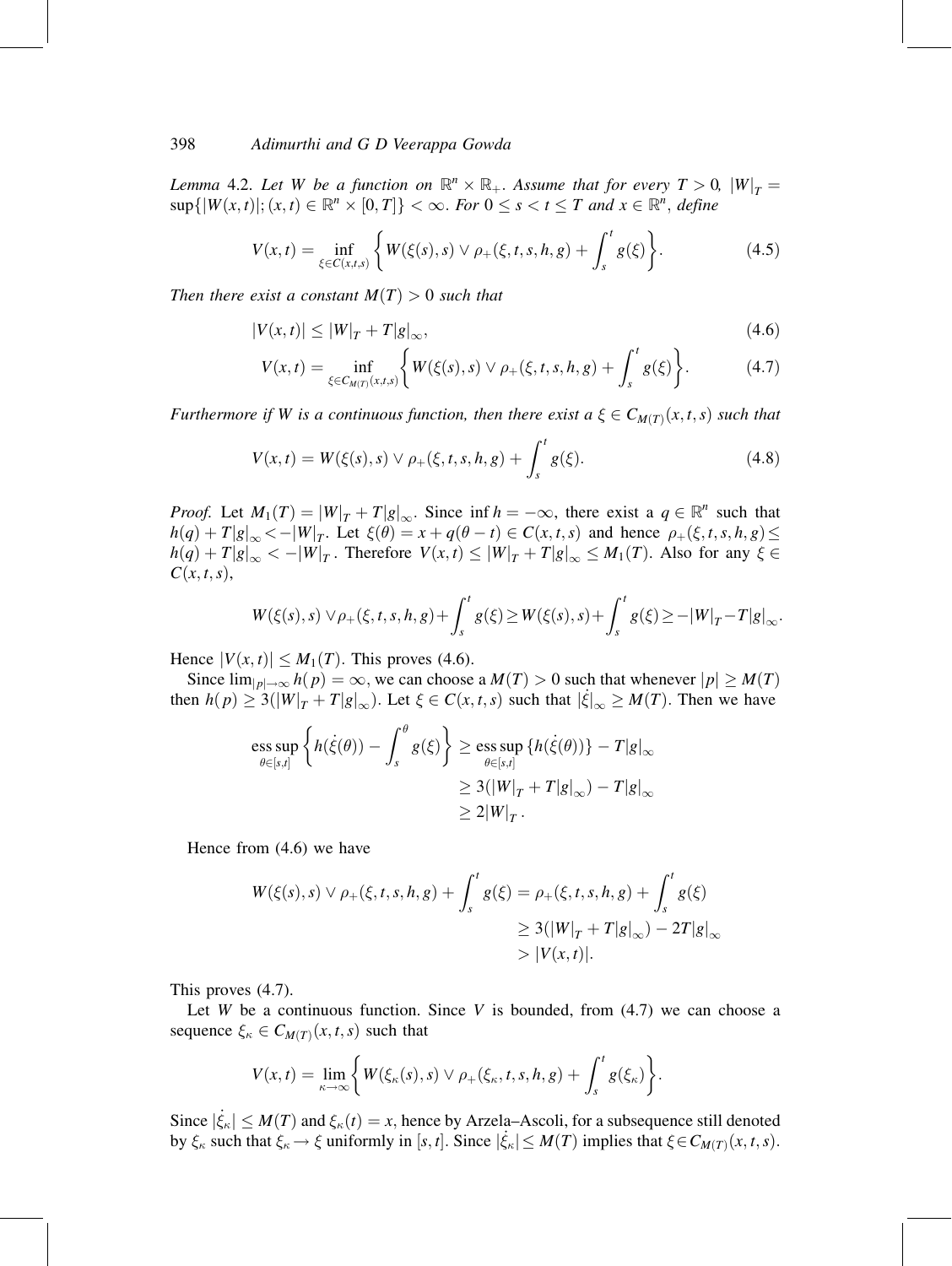*Lemma* 4.2. *Let $W$ be a function on $\mathbb{R}^n \times \mathbb{R}_+$. Assume that for every $T > 0$, $|W|_T = \sup\{|W(x,t)|; (x,t) \in \mathbb{R}^n \times [0,T]\} < \infty$. For $0 \le s < t \le T$ and $x \in \mathbb{R}^n$, define*

$$V(x,t) = \inf_{\xi \in C(x,t,s)} \left\{ W(\xi(s),s) \vee \rho_+(\xi,t,s,h,g) + \int_s^t g(\xi) \right\}. \tag{4.5}$$

*Then there exist a constant $M(T) > 0$ such that*

$$|V(x,t)| \le |W|_T + T|g|_\infty, \tag{4.6}$$

$$V(x,t) = \inf_{\xi \in C_{M(T)}(x,t,s)} \left\{ W(\xi(s),s) \vee \rho_+(\xi,t,s,h,g) + \int_s^t g(\xi) \right\}. \tag{4.7}$$

*Furthermore if $W$ is a continuous function, then there exist a $\xi \in C_{M(T)}(x,t,s)$ such that*

$$V(x,t) = W(\xi(s),s) \vee \rho_+(\xi,t,s,h,g) + \int_s^t g(\xi). \tag{4.8}$$

*Proof.* Let $M_1(T) = |W|_T + T|g|_\infty$. Since $\inf h = -\infty$, there exist a $q \in \mathbb{R}^n$ such that $h(q) + T|g|_\infty < -|W|_T$. Let $\xi(\theta) = x + q(\theta - t) \in C(x,t,s)$ and hence $\rho_+(\xi,t,s,h,g) \le h(q) + T|g|_\infty < -|W|_T$. Therefore $V(x,t) \le |W|_T + T|g|_\infty \le M_1(T)$. Also for any $\xi \in C(x,t,s)$,

$$W(\xi(s),s) \vee \rho_+(\xi,t,s,h,g) + \int_s^t g(\xi) \ge W(\xi(s),s) + \int_s^t g(\xi) \ge -|W|_T - T|g|_\infty.$$

Hence $|V(x,t)| \le M_1(T)$. This proves (4.6).

Since $\lim_{|p|\to\infty} h(p) = \infty$, we can choose a $M(T) > 0$ such that whenever $|p| \ge M(T)$ then $h(p) \ge 3(|W|_T + T|g|_\infty)$. Let $\xi \in C(x,t,s)$ such that $|\dot{\xi}|_\infty \ge M(T)$. Then we have

$$\begin{aligned}
\operatorname*{ess\,sup}_{\theta \in [s,t]} \left\{ h(\dot{\xi}(\theta)) - \int_s^\theta g(\xi) \right\} &\ge \operatorname*{ess\,sup}_{\theta \in [s,t]} \{h(\dot{\xi}(\theta))\} - T|g|_\infty \\
&\ge 3(|W|_T + T|g|_\infty) - T|g|_\infty \\
&\ge 2|W|_T.
\end{aligned}$$

Hence from (4.6) we have

$$\begin{aligned}
W(\xi(s),s) \vee \rho_+(\xi,t,s,h,g) + \int_s^t g(\xi) &= \rho_+(\xi,t,s,h,g) + \int_s^t g(\xi) \\
&\ge 3(|W|_T + T|g|_\infty) - 2T|g|_\infty \\
&> |V(x,t)|.
\end{aligned}$$

This proves (4.7).

Let $W$ be a continuous function. Since $V$ is bounded, from (4.7) we can choose a sequence $\xi_\kappa \in C_{M(T)}(x,t,s)$ such that

$$V(x,t) = \lim_{\kappa \to \infty} \left\{ W(\xi_\kappa(s),s) \vee \rho_+(\xi_\kappa,t,s,h,g) + \int_s^t g(\xi_\kappa) \right\}.$$

Since $|\dot{\xi}_\kappa| \le M(T)$ and $\xi_\kappa(t) = x$, hence by Arzela–Ascoli, for a subsequence still denoted by $\xi_\kappa$ such that $\xi_\kappa \to \xi$ uniformly in $[s,t]$. Since $|\dot{\xi}_\kappa| \le M(T)$ implies that $\xi \in C_{M(T)}(x,t,s)$.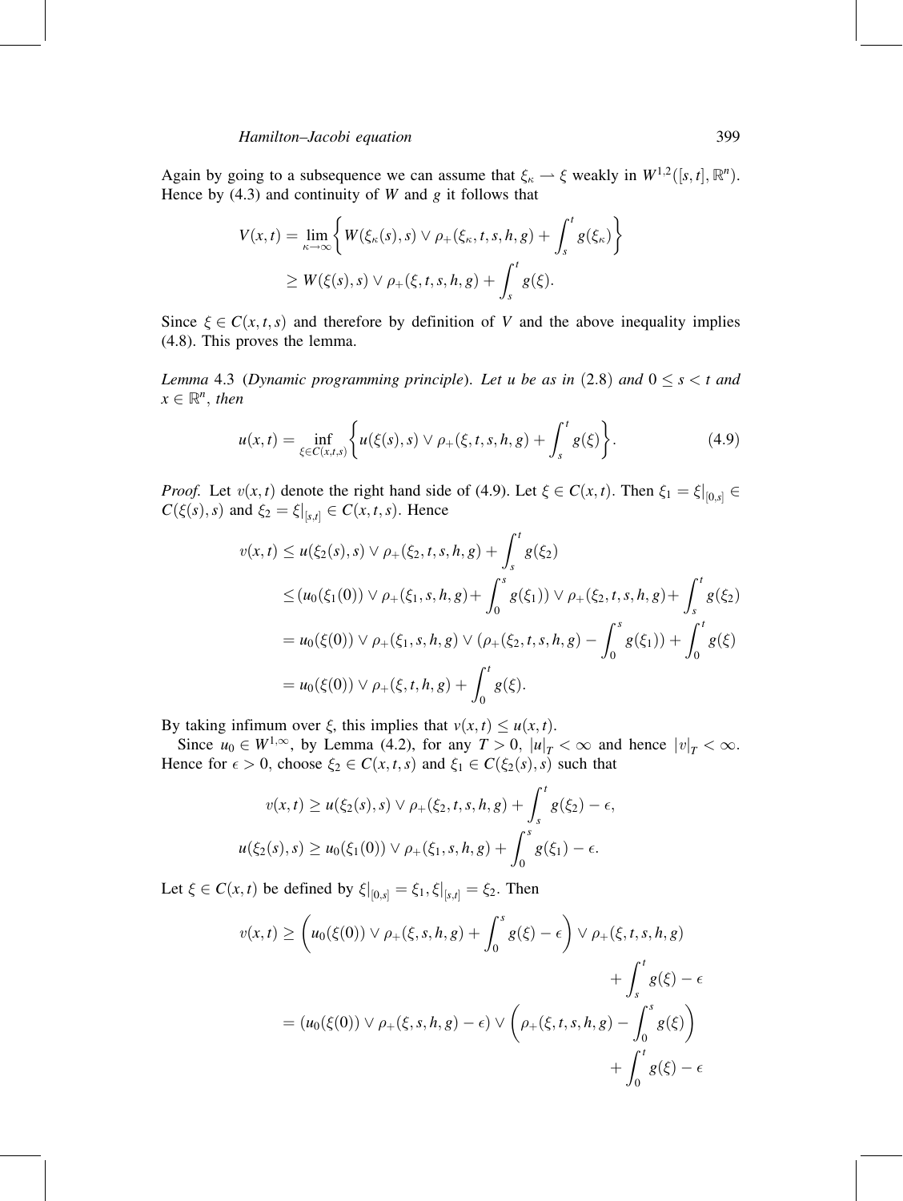Again by going to a subsequence we can assume that $\xi_\kappa \rightharpoonup \xi$ weakly in $W^{1,2}([s,t],\mathbb{R}^n)$. Hence by (4.3) and continuity of $W$ and $g$ it follows that

$$
\begin{aligned}
V(x,t) &= \lim_{\kappa\to\infty}\left\{ W(\xi_\kappa(s),s)\vee\rho_+(\xi_\kappa,t,s,h,g)+\int_s^t g(\xi_\kappa)\right\}\\
&\geq W(\xi(s),s)\vee\rho_+(\xi,t,s,h,g)+\int_s^t g(\xi).
\end{aligned}
$$

Since $\xi\in C(x,t,s)$ and therefore by definition of $V$ and the above inequality implies (4.8). This proves the lemma.

*Lemma* 4.3 (*Dynamic programming principle*). *Let $u$ be as in* (2.8) *and $0\leq s<t$ and $x\in\mathbb{R}^n$, then*

$$
u(x,t)=\inf_{\xi\in C(x,t,s)}\left\{u(\xi(s),s)\vee\rho_+(\xi,t,s,h,g)+\int_s^t g(\xi)\right\}. \tag{4.9}
$$

*Proof.* Let $v(x,t)$ denote the right hand side of (4.9). Let $\xi\in C(x,t)$. Then $\xi_1=\xi|_{[0,s]}\in C(\xi(s),s)$ and $\xi_2=\xi|_{[s,t]}\in C(x,t,s)$. Hence

$$
\begin{aligned}
v(x,t) &\leq u(\xi_2(s),s)\vee\rho_+(\xi_2,t,s,h,g)+\int_s^t g(\xi_2)\\
&\leq (u_0(\xi_1(0))\vee\rho_+(\xi_1,s,h,g)+\int_0^s g(\xi_1))\vee\rho_+(\xi_2,t,s,h,g)+\int_s^t g(\xi_2)\\
&= u_0(\xi(0))\vee\rho_+(\xi_1,s,h,g)\vee(\rho_+(\xi_2,t,s,h,g)-\int_0^s g(\xi_1))+\int_0^t g(\xi)\\
&= u_0(\xi(0))\vee\rho_+(\xi,t,h,g)+\int_0^t g(\xi).
\end{aligned}
$$

By taking infimum over $\xi$, this implies that $v(x,t)\leq u(x,t)$.

Since $u_0\in W^{1,\infty}$, by Lemma (4.2), for any $T>0$, $|u|_T<\infty$ and hence $|v|_T<\infty$. Hence for $\epsilon>0$, choose $\xi_2\in C(x,t,s)$ and $\xi_1\in C(\xi_2(s),s)$ such that

$$
\begin{aligned}
v(x,t) &\geq u(\xi_2(s),s)\vee\rho_+(\xi_2,t,s,h,g)+\int_s^t g(\xi_2)-\epsilon,\\
u(\xi_2(s),s) &\geq u_0(\xi_1(0))\vee\rho_+(\xi_1,s,h,g)+\int_0^s g(\xi_1)-\epsilon.
\end{aligned}
$$

Let $\xi\in C(x,t)$ be defined by $\xi|_{[0,s]}=\xi_1, \xi|_{[s,t]}=\xi_2$. Then

$$
\begin{aligned}
v(x,t) &\geq \left(u_0(\xi(0))\vee\rho_+(\xi,s,h,g)+\int_0^s g(\xi)-\epsilon\right)\vee\rho_+(\xi,t,s,h,g)\\
&\qquad +\int_s^t g(\xi)-\epsilon\\
&= (u_0(\xi(0))\vee\rho_+(\xi,s,h,g)-\epsilon)\vee\left(\rho_+(\xi,t,s,h,g)-\int_0^s g(\xi)\right)\\
&\qquad +\int_0^t g(\xi)-\epsilon
\end{aligned}
$$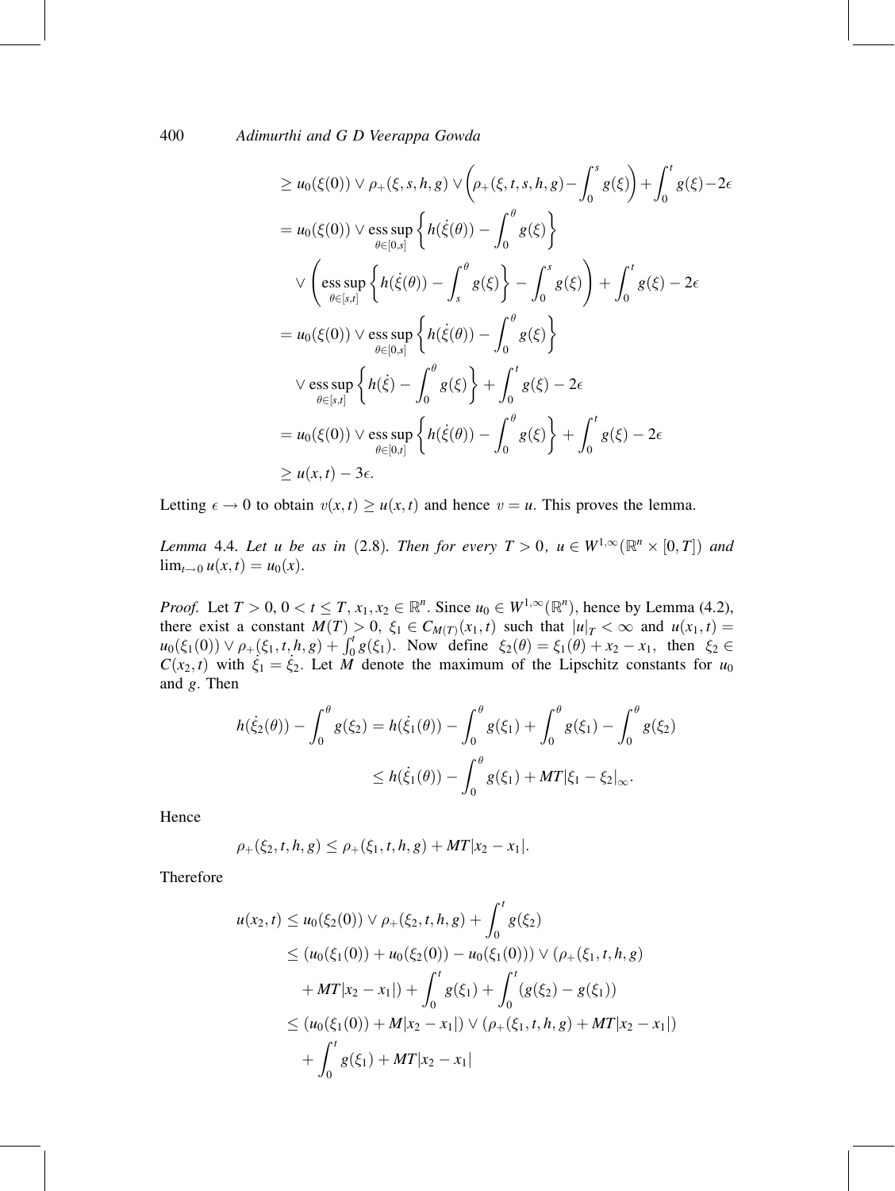$$
\begin{aligned}
&\geq u_0(\xi(0)) \vee \rho_+(\xi, s, h, g) \vee \left(\rho_+(\xi, t, s, h, g) - \int_0^s g(\xi)\right) + \int_0^t g(\xi) - 2\epsilon \\
&= u_0(\xi(0)) \vee \operatorname*{ess\,sup}_{\theta \in [0,s]} \left\{ h(\dot{\xi}(\theta)) - \int_0^\theta g(\xi) \right\} \\
&\quad \vee \left( \operatorname*{ess\,sup}_{\theta \in [s,t]} \left\{ h(\dot{\xi}(\theta)) - \int_s^\theta g(\xi) \right\} - \int_0^s g(\xi) \right) + \int_0^t g(\xi) - 2\epsilon \\
&= u_0(\xi(0)) \vee \operatorname*{ess\,sup}_{\theta \in [0,s]} \left\{ h(\dot{\xi}(\theta)) - \int_0^\theta g(\xi) \right\} \\
&\quad \vee \operatorname*{ess\,sup}_{\theta \in [s,t]} \left\{ h(\dot{\xi}) - \int_0^\theta g(\xi) \right\} + \int_0^t g(\xi) - 2\epsilon \\
&= u_0(\xi(0)) \vee \operatorname*{ess\,sup}_{\theta \in [0,t]} \left\{ h(\dot{\xi}(\theta)) - \int_0^\theta g(\xi) \right\} + \int_0^t g(\xi) - 2\epsilon \\
&\geq u(x,t) - 3\epsilon.
\end{aligned}
$$

Letting $\epsilon \to 0$ to obtain $v(x,t) \geq u(x,t)$ and hence $v = u$. This proves the lemma.

*Lemma* 4.4. *Let $u$ be as in* (2.8). *Then for every $T > 0$, $u \in W^{1,\infty}(\mathbb{R}^n \times [0,T])$ and $\lim_{t \to 0} u(x,t) = u_0(x)$.*

*Proof.* Let $T > 0$, $0 < t \leq T$, $x_1, x_2 \in \mathbb{R}^n$. Since $u_0 \in W^{1,\infty}(\mathbb{R}^n)$, hence by Lemma (4.2), there exist a constant $M(T) > 0$, $\xi_1 \in C_{M(T)}(x_1,t)$ such that $|u|_T < \infty$ and $u(x_1,t) = u_0(\xi_1(0)) \vee \rho_+(\xi_1, t, h, g) + \int_0^t g(\xi_1)$. Now define $\xi_2(\theta) = \xi_1(\theta) + x_2 - x_1$, then $\xi_2 \in C(x_2,t)$ with $\dot{\xi}_1 = \dot{\xi}_2$. Let $M$ denote the maximum of the Lipschitz constants for $u_0$ and $g$. Then

$$
\begin{aligned}
h(\dot{\xi}_2(\theta)) - \int_0^\theta g(\xi_2) &= h(\dot{\xi}_1(\theta)) - \int_0^\theta g(\xi_1) + \int_0^\theta g(\xi_1) - \int_0^\theta g(\xi_2) \\
&\leq h(\dot{\xi}_1(\theta)) - \int_0^\theta g(\xi_1) + MT|\xi_1 - \xi_2|_\infty.
\end{aligned}
$$

Hence

$$
\rho_+(\xi_2, t, h, g) \leq \rho_+(\xi_1, t, h, g) + MT|x_2 - x_1|.
$$

Therefore

$$
\begin{aligned}
u(x_2,t) &\leq u_0(\xi_2(0)) \vee \rho_+(\xi_2, t, h, g) + \int_0^t g(\xi_2) \\
&\leq (u_0(\xi_1(0)) + u_0(\xi_2(0)) - u_0(\xi_1(0))) \vee (\rho_+(\xi_1, t, h, g) \\
&\quad + MT|x_2 - x_1|) + \int_0^t g(\xi_1) + \int_0^t (g(\xi_2) - g(\xi_1)) \\
&\leq (u_0(\xi_1(0)) + M|x_2 - x_1|) \vee (\rho_+(\xi_1, t, h, g) + MT|x_2 - x_1|) \\
&\quad + \int_0^t g(\xi_1) + MT|x_2 - x_1|
\end{aligned}
$$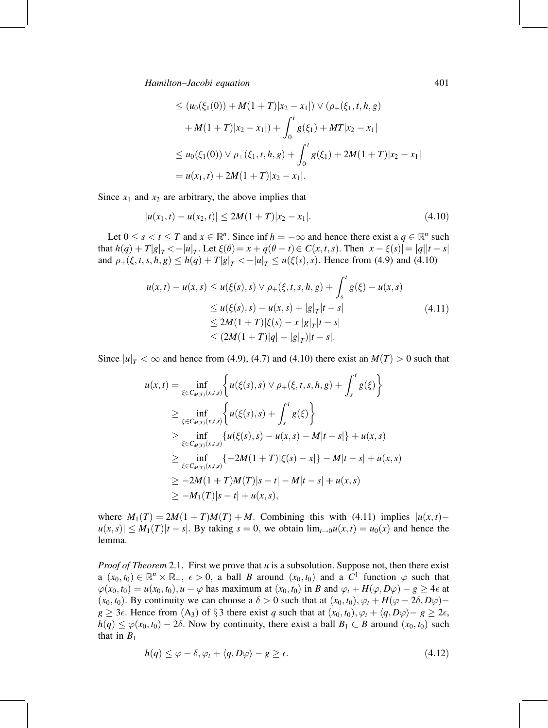$$
\begin{aligned}
&\leq (u_0(\xi_1(0)) + M(1+T)|x_2 - x_1|) \vee (\rho_+(\xi_1, t, h, g) \\
&\quad + M(1+T)|x_2 - x_1|) + \int_0^t g(\xi_1) + MT|x_2 - x_1| \\
&\leq u_0(\xi_1(0)) \vee \rho_+(\xi_1, t, h, g) + \int_0^t g(\xi_1) + 2M(1+T)|x_2 - x_1| \\
&= u(x_1, t) + 2M(1+T)|x_2 - x_1|.
\end{aligned}
$$

Since $x_1$ and $x_2$ are arbitrary, the above implies that

$$
|u(x_1, t) - u(x_2, t)| \leq 2M(1+T)|x_2 - x_1|. \tag{4.10}
$$

Let $0 \leq s < t \leq T$ and $x \in \mathbb{R}^n$. Since $\inf h = -\infty$ and hence there exist a $q \in \mathbb{R}^n$ such that $h(q) + T|g|_T < -|u|_T$. Let $\xi(\theta) = x + q(\theta - t) \in C(x, t, s)$. Then $|x - \xi(s)| = |q||t - s|$ and $\rho_+(\xi, t, s, h, g) \leq h(q) + T|g|_T < -|u|_T \leq u(\xi(s), s)$. Hence from (4.9) and (4.10)

$$
\begin{aligned}
u(x,t) - u(x,s) &\leq u(\xi(s), s) \vee \rho_+(\xi, t, s, h, g) + \int_s^t g(\xi) - u(x,s) \\
&\leq u(\xi(s), s) - u(x,s) + |g|_T |t - s| \\
&\leq 2M(1+T)|\xi(s) - x||g|_T |t - s| \\
&\leq (2M(1+T)|q| + |g|_T)|t - s|.
\end{aligned} \tag{4.11}
$$

Since $|u|_T < \infty$ and hence from (4.9), (4.7) and (4.10) there exist an $M(T) > 0$ such that

$$
\begin{aligned}
u(x,t) &= \inf_{\xi \in C_{M(T)}(x,t,s)} \left\{ u(\xi(s), s) \vee \rho_+(\xi, t, s, h, g) + \int_s^t g(\xi) \right\} \\
&\geq \inf_{\xi \in C_{M(T)}(x,t,s)} \left\{ u(\xi(s), s) + \int_s^t g(\xi) \right\} \\
&\geq \inf_{\xi \in C_{M(T)}(x,t,s)} \{ u(\xi(s), s) - u(x,s) - M|t - s| \} + u(x,s) \\
&\geq \inf_{\xi \in C_{M(T)}(x,t,s)} \{ -2M(1+T)|\xi(s) - x| \} - M|t - s| + u(x,s) \\
&\geq -2M(1+T)M(T)|s - t| - M|t - s| + u(x,s) \\
&\geq -M_1(T)|s - t| + u(x,s),
\end{aligned}
$$

where $M_1(T) = 2M(1+T)M(T) + M$. Combining this with (4.11) implies $|u(x,t) - u(x,s)| \leq M_1(T)|t - s|$. By taking $s = 0$, we obtain $\lim_{t \to 0} u(x,t) = u_0(x)$ and hence the lemma.

*Proof of Theorem* 2.1. First we prove that $u$ is a subsolution. Suppose not, then there exist a $(x_0, t_0) \in \mathbb{R}^n \times \mathbb{R}_+$, $\epsilon > 0$, a ball $B$ around $(x_0, t_0)$ and a $C^1$ function $\varphi$ such that $\varphi(x_0, t_0) = u(x_0, t_0)$, $u - \varphi$ has maximum at $(x_0, t_0)$ in $B$ and $\varphi_t + H(\varphi, D\varphi) - g \geq 4\epsilon$ at $(x_0, t_0)$. By continuity we can choose a $\delta > 0$ such that at $(x_0, t_0)$, $\varphi_t + H(\varphi - 2\delta, D\varphi) - g \geq 3\epsilon$. Hence from $(\mathrm{A}_3)$ of § 3 there exist $q$ such that at $(x_0, t_0)$, $\varphi_t + \langle q, D\varphi \rangle - g \geq 2\epsilon$, $h(q) \leq \varphi(x_0, t_0) - 2\delta$. Now by continuity, there exist a ball $B_1 \subset B$ around $(x_0, t_0)$ such that in $B_1$

$$
h(q) \leq \varphi - \delta, \varphi_t + \langle q, D\varphi \rangle - g \geq \epsilon. \tag{4.12}
$$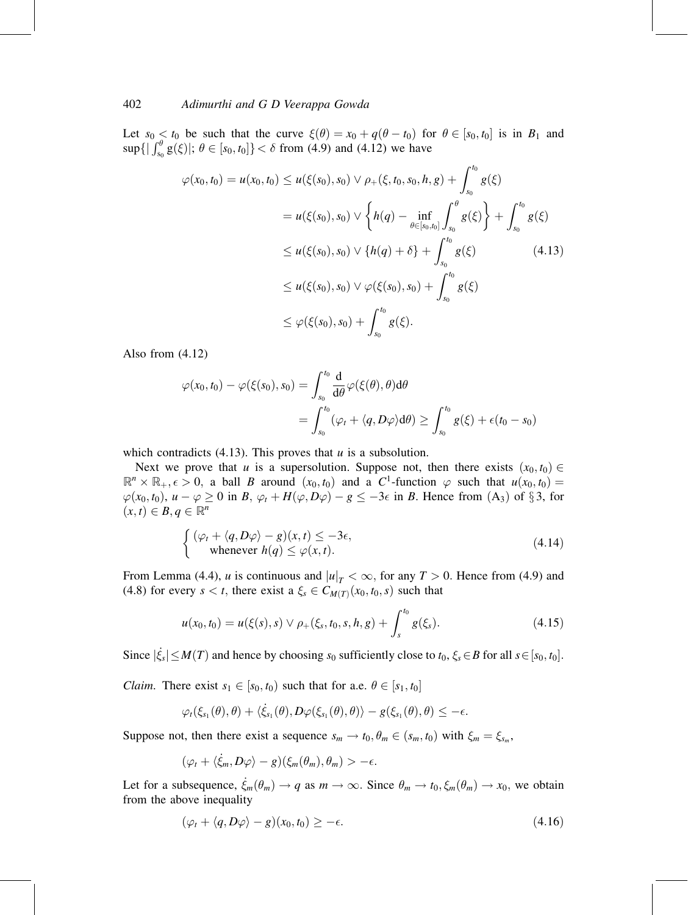Let $s_0 < t_0$ be such that the curve $\xi(\theta) = x_0 + q(\theta - t_0)$ for $\theta \in [s_0, t_0]$ is in $B_1$ and $\sup\{|\int_{s_0}^{\theta} g(\xi)|;\ \theta \in [s_0, t_0]\} < \delta$ from (4.9) and (4.12) we have

$$
\begin{aligned}
\varphi(x_0, t_0) = u(x_0, t_0) &\le u(\xi(s_0), s_0) \vee \rho_+(\xi, t_0, s_0, h, g) + \int_{s_0}^{t_0} g(\xi) \\
&= u(\xi(s_0), s_0) \vee \left\{ h(q) - \inf_{\theta \in [s_0, t_0]} \int_{s_0}^{\theta} g(\xi) \right\} + \int_{s_0}^{t_0} g(\xi) \\
&\le u(\xi(s_0), s_0) \vee \{h(q) + \delta\} + \int_{s_0}^{t_0} g(\xi) \qquad (4.13) \\
&\le u(\xi(s_0), s_0) \vee \varphi(\xi(s_0), s_0) + \int_{s_0}^{t_0} g(\xi) \\
&\le \varphi(\xi(s_0), s_0) + \int_{s_0}^{t_0} g(\xi).
\end{aligned}
$$

Also from (4.12)

$$
\begin{aligned}
\varphi(x_0, t_0) - \varphi(\xi(s_0), s_0) &= \int_{s_0}^{t_0} \frac{\mathrm{d}}{\mathrm{d}\theta} \varphi(\xi(\theta), \theta) \mathrm{d}\theta \\
&= \int_{s_0}^{t_0} (\varphi_t + \langle q, D\varphi \rangle \mathrm{d}\theta) \ge \int_{s_0}^{t_0} g(\xi) + \epsilon(t_0 - s_0)
\end{aligned}
$$

which contradicts (4.13). This proves that $u$ is a subsolution.

Next we prove that $u$ is a supersolution. Suppose not, then there exists $(x_0, t_0) \in \mathbb{R}^n \times \mathbb{R}_+, \epsilon > 0$, a ball $B$ around $(x_0, t_0)$ and a $C^1$-function $\varphi$ such that $u(x_0, t_0) = \varphi(x_0, t_0)$, $u - \varphi \ge 0$ in $B$, $\varphi_t + H(\varphi, D\varphi) - g \le -3\epsilon$ in $B$. Hence from $(\mathrm{A}_3)$ of § 3, for $(x, t) \in B, q \in \mathbb{R}^n$

$$
\begin{cases}
(\varphi_t + \langle q, D\varphi \rangle - g)(x, t) \le -3\epsilon, \\
\quad \text{whenever } h(q) \le \varphi(x, t).
\end{cases} \tag{4.14}
$$

From Lemma (4.4), $u$ is continuous and $|u|_T < \infty$, for any $T > 0$. Hence from (4.9) and (4.8) for every $s < t$, there exist a $\xi_s \in C_{M(T)}(x_0, t_0, s)$ such that

$$
u(x_0, t_0) = u(\xi(s), s) \vee \rho_+(\xi_s, t_0, s, h, g) + \int_s^{t_0} g(\xi_s). \tag{4.15}
$$

Since $|\dot{\xi}_s| \le M(T)$ and hence by choosing $s_0$ sufficiently close to $t_0$, $\xi_s \in B$ for all $s \in [s_0, t_0]$.

*Claim.* There exist $s_1 \in [s_0, t_0)$ such that for a.e. $\theta \in [s_1, t_0]$

$$
\varphi_t(\xi_{s_1}(\theta), \theta) + \langle \dot{\xi}_{s_1}(\theta), D\varphi(\xi_{s_1}(\theta), \theta) \rangle - g(\xi_{s_1}(\theta), \theta) \le -\epsilon.
$$

Suppose not, then there exist a sequence $s_m \to t_0, \theta_m \in (s_m, t_0)$ with $\xi_m = \xi_{s_m}$,

$$
(\varphi_t + \langle \dot{\xi}_m, D\varphi \rangle - g)(\xi_m(\theta_m), \theta_m) > -\epsilon.
$$

Let for a subsequence, $\dot{\xi}_m(\theta_m) \to q$ as $m \to \infty$. Since $\theta_m \to t_0, \xi_m(\theta_m) \to x_0$, we obtain from the above inequality

$$
(\varphi_t + \langle q, D\varphi \rangle - g)(x_0, t_0) \ge -\epsilon. \tag{4.16}
$$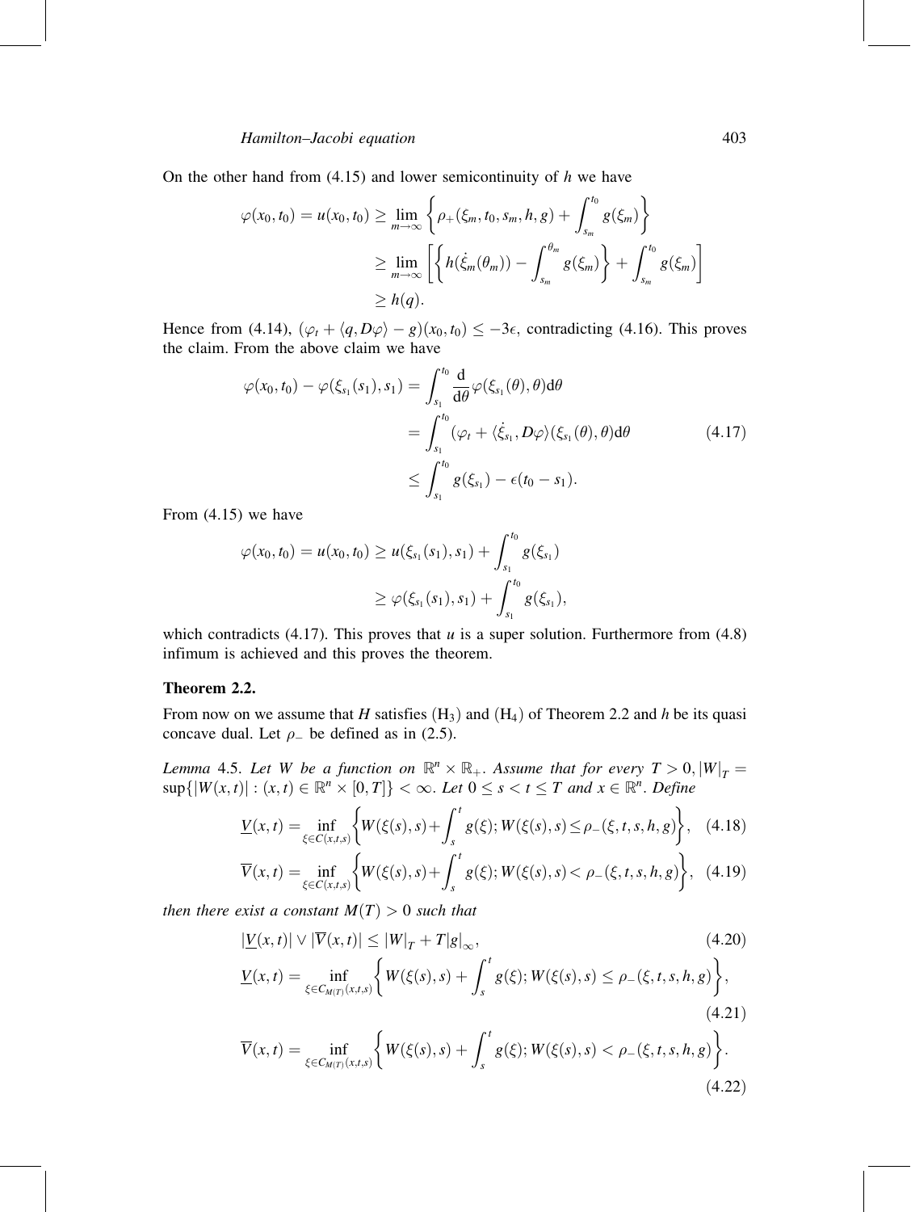On the other hand from (4.15) and lower semicontinuity of $h$ we have

$$
\begin{aligned}
\varphi(x_0,t_0) = u(x_0,t_0) &\geq \lim_{m\to\infty}\left\{\rho_+(\xi_m,t_0,s_m,h,g) + \int_{s_m}^{t_0} g(\xi_m)\right\} \\
&\geq \lim_{m\to\infty}\left[\left\{h(\dot{\xi}_m(\theta_m)) - \int_{s_m}^{\theta_m} g(\xi_m)\right\} + \int_{s_m}^{t_0} g(\xi_m)\right] \\
&\geq h(q).
\end{aligned}
$$

Hence from (4.14), $(\varphi_t + \langle q, D\varphi\rangle - g)(x_0,t_0) \leq -3\epsilon$, contradicting (4.16). This proves the claim. From the above claim we have

$$
\begin{aligned}
\varphi(x_0,t_0) - \varphi(\xi_{s_1}(s_1),s_1) &= \int_{s_1}^{t_0} \frac{\mathrm{d}}{\mathrm{d}\theta}\varphi(\xi_{s_1}(\theta),\theta)\mathrm{d}\theta \\
&= \int_{s_1}^{t_0} (\varphi_t + \langle \dot{\xi}_{s_1}, D\varphi\rangle)(\xi_{s_1}(\theta),\theta)\mathrm{d}\theta \\
&\leq \int_{s_1}^{t_0} g(\xi_{s_1}) - \epsilon(t_0 - s_1).
\end{aligned}
\tag{4.17}
$$

From (4.15) we have

$$
\begin{aligned}
\varphi(x_0,t_0) = u(x_0,t_0) &\geq u(\xi_{s_1}(s_1),s_1) + \int_{s_1}^{t_0} g(\xi_{s_1}) \\
&\geq \varphi(\xi_{s_1}(s_1),s_1) + \int_{s_1}^{t_0} g(\xi_{s_1}),
\end{aligned}
$$

which contradicts (4.17). This proves that $u$ is a super solution. Furthermore from (4.8) infimum is achieved and this proves the theorem.

### Theorem 2.2.

From now on we assume that $H$ satisfies $(\mathrm{H}_3)$ and $(\mathrm{H}_4)$ of Theorem 2.2 and $h$ be its quasi concave dual. Let $\rho_-$ be defined as in (2.5).

*Lemma* 4.5. *Let $W$ be a function on $\mathbb{R}^n \times \mathbb{R}_+$. Assume that for every $T > 0, |W|_T = \sup\{|W(x,t)| : (x,t) \in \mathbb{R}^n \times [0,T]\} < \infty$. Let $0 \leq s < t \leq T$ and $x \in \mathbb{R}^n$. Define*

$$
\underline{V}(x,t) = \inf_{\xi\in C(x,t,s)}\left\{W(\xi(s),s) + \int_s^t g(\xi); W(\xi(s),s) \leq \rho_-(\xi,t,s,h,g)\right\}, \tag{4.18}
$$

$$
\overline{V}(x,t) = \inf_{\xi\in C(x,t,s)}\left\{W(\xi(s),s) + \int_s^t g(\xi); W(\xi(s),s) < \rho_-(\xi,t,s,h,g)\right\}, \tag{4.19}
$$

*then there exist a constant $M(T) > 0$ such that*

$$
|\underline{V}(x,t)| \vee |\overline{V}(x,t)| \leq |W|_T + T|g|_\infty, \tag{4.20}
$$

$$
\underline{V}(x,t) = \inf_{\xi\in C_{M(T)}(x,t,s)}\left\{W(\xi(s),s) + \int_s^t g(\xi); W(\xi(s),s) \leq \rho_-(\xi,t,s,h,g)\right\}, \tag{4.21}
$$

$$
\overline{V}(x,t) = \inf_{\xi\in C_{M(T)}(x,t,s)}\left\{W(\xi(s),s) + \int_s^t g(\xi); W(\xi(s),s) < \rho_-(\xi,t,s,h,g)\right\}. \tag{4.22}
$$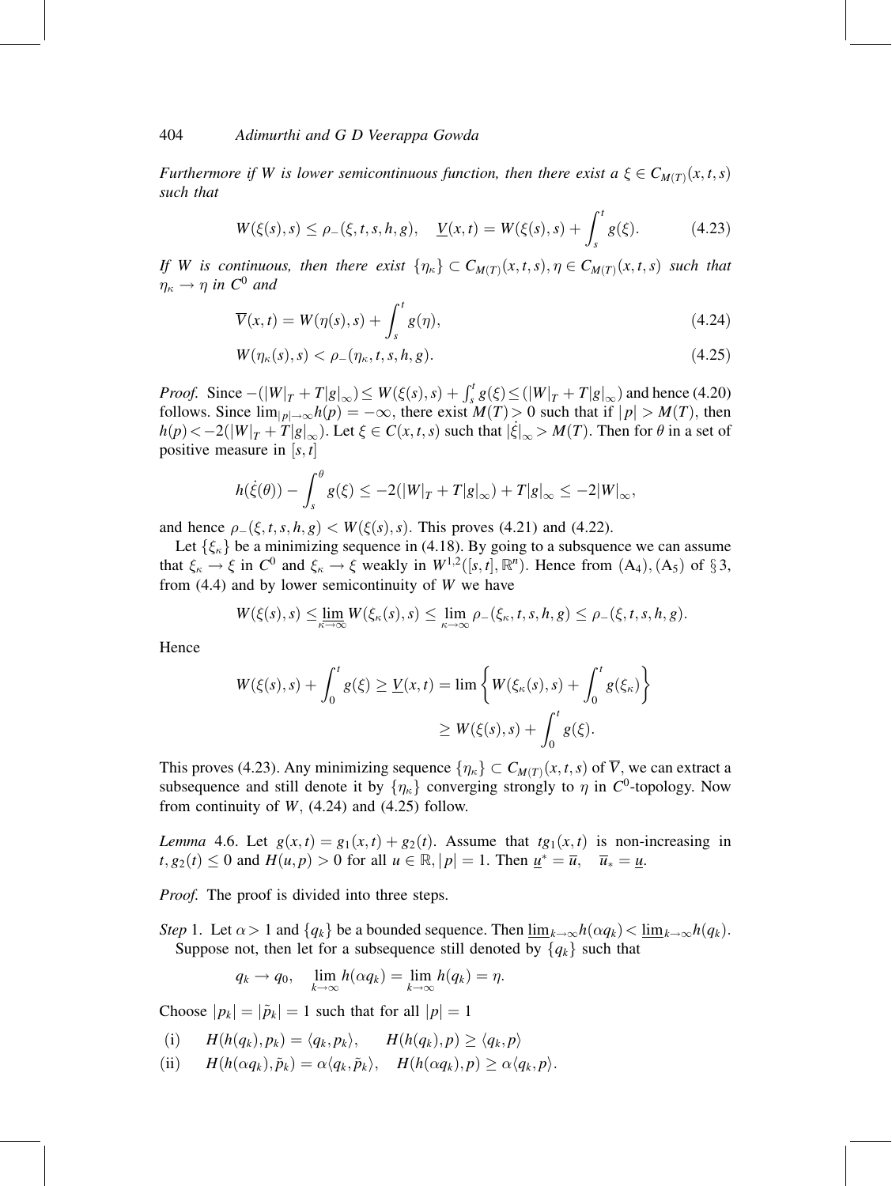*Furthermore if $W$ is lower semicontinuous function, then there exist a $\xi \in C_{M(T)}(x,t,s)$ such that*

$$W(\xi(s),s) \leq \rho_-(\xi,t,s,h,g), \quad \underline{V}(x,t) = W(\xi(s),s) + \int_s^t g(\xi). \tag{4.23}$$

*If $W$ is continuous, then there exist $\{\eta_\kappa\} \subset C_{M(T)}(x,t,s), \eta \in C_{M(T)}(x,t,s)$ such that $\eta_\kappa \to \eta$ in $C^0$ and*

$$\overline{V}(x,t) = W(\eta(s),s) + \int_s^t g(\eta), \tag{4.24}$$

$$W(\eta_\kappa(s),s) < \rho_-(\eta_\kappa,t,s,h,g). \tag{4.25}$$

*Proof.* Since $-(|W|_T + T|g|_\infty) \leq W(\xi(s),s) + \int_s^t g(\xi) \leq (|W|_T + T|g|_\infty)$ and hence (4.20) follows. Since $\lim_{|p|\to\infty} h(p) = -\infty$, there exist $M(T) > 0$ such that if $|p| > M(T)$, then $h(p) < -2(|W|_T + T|g|_\infty)$. Let $\xi \in C(x,t,s)$ such that $|\dot{\xi}|_\infty > M(T)$. Then for $\theta$ in a set of positive measure in $[s,t]$

$$h(\dot{\xi}(\theta)) - \int_s^\theta g(\xi) \leq -2(|W|_T + T|g|_\infty) + T|g|_\infty \leq -2|W|_\infty,$$

and hence $\rho_-(\xi,t,s,h,g) < W(\xi(s),s)$. This proves (4.21) and (4.22).

Let $\{\xi_\kappa\}$ be a minimizing sequence in (4.18). By going to a subsequence we can assume that $\xi_\kappa \to \xi$ in $C^0$ and $\xi_\kappa \to \xi$ weakly in $W^{1,2}([s,t],\mathbb{R}^n)$. Hence from $(A_4), (A_5)$ of § 3, from (4.4) and by lower semicontinuity of $W$ we have

$$W(\xi(s),s) \leq \varliminf_{\kappa\to\infty} W(\xi_\kappa(s),s) \leq \lim_{\kappa\to\infty} \rho_-(\xi_\kappa,t,s,h,g) \leq \rho_-(\xi,t,s,h,g).$$

Hence

$$W(\xi(s),s) + \int_0^t g(\xi) \geq \underline{V}(x,t) = \lim \left\{ W(\xi_\kappa(s),s) + \int_0^t g(\xi_\kappa) \right\}$$
$$\geq W(\xi(s),s) + \int_0^t g(\xi).$$

This proves (4.23). Any minimizing sequence $\{\eta_\kappa\} \subset C_{M(T)}(x,t,s)$ of $\overline{V}$, we can extract a subsequence and still denote it by $\{\eta_\kappa\}$ converging strongly to $\eta$ in $C^0$-topology. Now from continuity of $W$, (4.24) and (4.25) follow.

*Lemma* 4.6. *Let $g(x,t) = g_1(x,t) + g_2(t)$. Assume that $tg_1(x,t)$ is non-increasing in $t, g_2(t) \leq 0$ and $H(u,p) > 0$ for all $u \in \mathbb{R}, |p| = 1$. Then $\underline{u}^* = \overline{u}, \quad \overline{u}_* = \underline{u}$.*

*Proof.* The proof is divided into three steps.

*Step* 1. Let $\alpha > 1$ and $\{q_k\}$ be a bounded sequence. Then $\varliminf_{k\to\infty} h(\alpha q_k) < \varliminf_{k\to\infty} h(q_k)$.

Suppose not, then let for a subsequence still denoted by $\{q_k\}$ such that

$$q_k \to q_0, \quad \lim_{k\to\infty} h(\alpha q_k) = \lim_{k\to\infty} h(q_k) = \eta.$$

Choose $|p_k| = |\tilde{p}_k| = 1$ such that for all $|p| = 1$

(i) $\quad H(h(q_k),p_k) = \langle q_k,p_k\rangle, \qquad H(h(q_k),p) \geq \langle q_k,p\rangle$

(ii) $\quad H(h(\alpha q_k),\tilde{p}_k) = \alpha\langle q_k,\tilde{p}_k\rangle, \quad H(h(\alpha q_k),p) \geq \alpha\langle q_k,p\rangle.$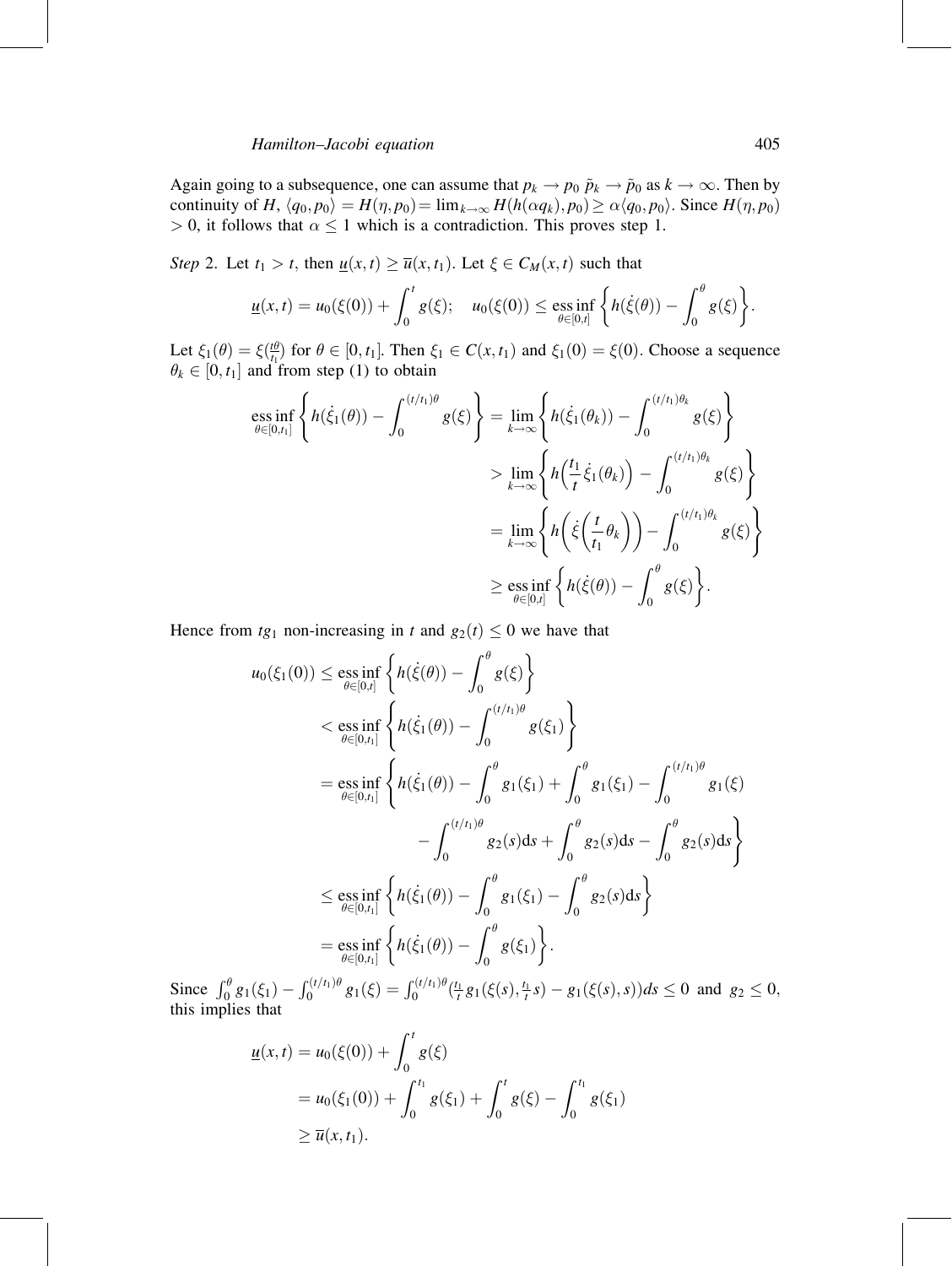Again going to a subsequence, one can assume that $p_k \to p_0$ $\tilde{p}_k \to \tilde{p}_0$ as $k \to \infty$. Then by continuity of $H$, $\langle q_0, p_0 \rangle = H(\eta, p_0) = \lim_{k\to\infty} H(h(\alpha q_k), p_0) \geq \alpha \langle q_0, p_0 \rangle$. Since $H(\eta, p_0) > 0$, it follows that $\alpha \leq 1$ which is a contradiction. This proves step 1.

*Step* 2. Let $t_1 > t$, then $\underline{u}(x,t) \geq \overline{u}(x,t_1)$. Let $\xi \in C_M(x,t)$ such that

$$\underline{u}(x,t) = u_0(\xi(0)) + \int_0^t g(\xi); \quad u_0(\xi(0)) \leq \operatorname*{ess\,inf}_{\theta \in [0,t]} \left\{ h(\dot{\xi}(\theta)) - \int_0^\theta g(\xi) \right\}.$$

Let $\xi_1(\theta) = \xi(\frac{t\theta}{t_1})$ for $\theta \in [0, t_1]$. Then $\xi_1 \in C(x, t_1)$ and $\xi_1(0) = \xi(0)$. Choose a sequence $\theta_k \in [0, t_1]$ and from step (1) to obtain

$$\begin{aligned}
\operatorname*{ess\,inf}_{\theta \in [0,t_1]} \left\{ h(\dot{\xi}_1(\theta)) - \int_0^{(t/t_1)\theta} g(\xi) \right\} &= \lim_{k\to\infty} \left\{ h(\dot{\xi}_1(\theta_k)) - \int_0^{(t/t_1)\theta_k} g(\xi) \right\} \\
&> \lim_{k\to\infty} \left\{ h\left(\frac{t_1}{t}\dot{\xi}_1(\theta_k)\right) - \int_0^{(t/t_1)\theta_k} g(\xi) \right\} \\
&= \lim_{k\to\infty} \left\{ h\left(\dot{\xi}\left(\frac{t}{t_1}\theta_k\right)\right) - \int_0^{(t/t_1)\theta_k} g(\xi) \right\} \\
&\geq \operatorname*{ess\,inf}_{\theta \in [0,t]} \left\{ h(\dot{\xi}(\theta)) - \int_0^\theta g(\xi) \right\}.
\end{aligned}$$

Hence from $tg_1$ non-increasing in $t$ and $g_2(t) \leq 0$ we have that

$$\begin{aligned}
u_0(\xi_1(0)) &\leq \operatorname*{ess\,inf}_{\theta \in [0,t]} \left\{ h(\dot{\xi}(\theta)) - \int_0^\theta g(\xi) \right\} \\
&< \operatorname*{ess\,inf}_{\theta \in [0,t_1]} \left\{ h(\dot{\xi}_1(\theta)) - \int_0^{(t/t_1)\theta} g(\xi_1) \right\} \\
&= \operatorname*{ess\,inf}_{\theta \in [0,t_1]} \left\{ h(\dot{\xi}_1(\theta)) - \int_0^\theta g_1(\xi_1) + \int_0^\theta g_1(\xi_1) - \int_0^{(t/t_1)\theta} g_1(\xi) \right. \\
&\qquad \left. - \int_0^{(t/t_1)\theta} g_2(s)\mathrm{d}s + \int_0^\theta g_2(s)\mathrm{d}s - \int_0^\theta g_2(s)\mathrm{d}s \right\} \\
&\leq \operatorname*{ess\,inf}_{\theta \in [0,t_1]} \left\{ h(\dot{\xi}_1(\theta)) - \int_0^\theta g_1(\xi_1) - \int_0^\theta g_2(s)\mathrm{d}s \right\} \\
&= \operatorname*{ess\,inf}_{\theta \in [0,t_1]} \left\{ h(\dot{\xi}_1(\theta)) - \int_0^\theta g(\xi_1) \right\}.
\end{aligned}$$

Since $\int_0^\theta g_1(\xi_1) - \int_0^{(t/t_1)\theta} g_1(\xi) = \int_0^{(t/t_1)\theta} (\frac{t_1}{t} g_1(\xi(s), \frac{t_1}{t}s) - g_1(\xi(s), s))ds \leq 0$ and $g_2 \leq 0$, this implies that

$$\begin{aligned}
\underline{u}(x,t) &= u_0(\xi(0)) + \int_0^t g(\xi) \\
&= u_0(\xi_1(0)) + \int_0^{t_1} g(\xi_1) + \int_0^t g(\xi) - \int_0^{t_1} g(\xi_1) \\
&\geq \overline{u}(x, t_1).
\end{aligned}$$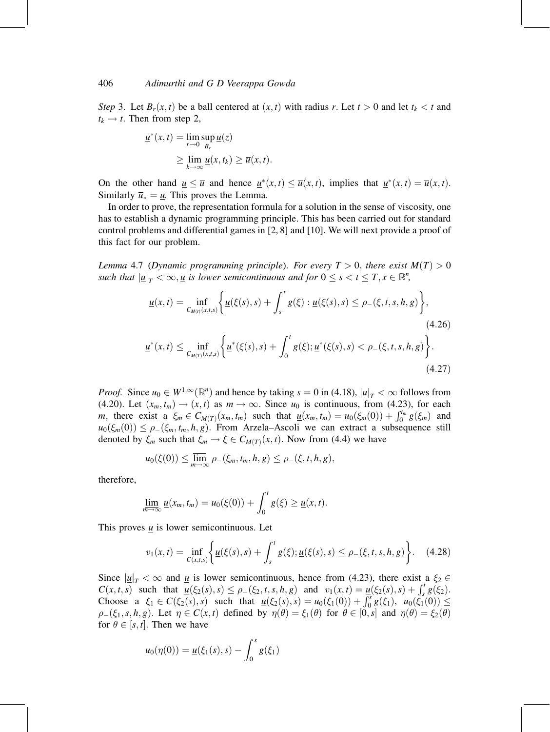*Step* 3. Let $B_r(x,t)$ be a ball centered at $(x,t)$ with radius $r$. Let $t > 0$ and let $t_k < t$ and $t_k \to t$. Then from step 2,

$$\begin{aligned}\underline{u}^*(x,t) &= \lim_{r\to 0}\sup_{B_r}\underline{u}(z)\\ &\geq \lim_{k\to\infty}\underline{u}(x,t_k) \geq \overline{u}(x,t).\end{aligned}$$

On the other hand $\underline{u} \leq \overline{u}$ and hence $\underline{u}^*(x,t) \leq \overline{u}(x,t)$, implies that $\underline{u}^*(x,t) = \overline{u}(x,t)$. Similarly $\overline{u}_* = \underline{u}$. This proves the Lemma.

In order to prove, the representation formula for a solution in the sense of viscosity, one has to establish a dynamic programming principle. This has been carried out for standard control problems and differential games in [2, 8] and [10]. We will next provide a proof of this fact for our problem.

*Lemma* 4.7 (*Dynamic programming principle*). *For every $T > 0$, there exist $M(T) > 0$ such that $|\underline{u}|_T < \infty$, $\underline{u}$ is lower semicontinuous and for $0 \leq s < t \leq T$, $x \in \mathbb{R}^n$,*

$$\underline{u}(x,t) = \inf_{C_{M(t)}(x,t,s)}\left\{\underline{u}(\xi(s),s) + \int_s^t g(\xi) : \underline{u}(\xi(s),s) \leq \rho_-(\xi,t,s,h,g)\right\}, \tag{4.26}$$

$$\underline{u}^*(x,t) \leq \inf_{C_{M(T)}(x,t,s)}\left\{\underline{u}^*(\xi(s),s) + \int_0^t g(\xi); \underline{u}^*(\xi(s),s) < \rho_-(\xi,t,s,h,g)\right\}. \tag{4.27}$$

*Proof.* Since $u_0 \in W^{1,\infty}(\mathbb{R}^n)$ and hence by taking $s = 0$ in (4.18), $|\underline{u}|_T < \infty$ follows from (4.20). Let $(x_m,t_m) \to (x,t)$ as $m \to \infty$. Since $u_0$ is continuous, from (4.23), for each $m$, there exist a $\xi_m \in C_{M(T)}(x_m,t_m)$ such that $\underline{u}(x_m,t_m) = u_0(\xi_m(0)) + \int_0^{t_m} g(\xi_m)$ and $u_0(\xi_m(0)) \leq \rho_-(\xi_m,t_m,h,g)$. From Arzela–Ascoli we can extract a subsequence still denoted by $\xi_m$ such that $\xi_m \to \xi \in C_{M(T)}(x,t)$. Now from (4.4) we have

$$u_0(\xi(0)) \leq \overline{\lim_{m\to\infty}}\,\rho_-(\xi_m,t_m,h,g) \leq \rho_-(\xi,t,h,g),$$

therefore,

$$\underline{\lim_{m\to\infty}}\,\underline{u}(x_m,t_m) = u_0(\xi(0)) + \int_0^t g(\xi) \geq \underline{u}(x,t).$$

This proves $\underline{u}$ is lower semicontinuous. Let

$$v_1(x,t) = \inf_{C(x,t,s)}\left\{\underline{u}(\xi(s),s) + \int_s^t g(\xi); \underline{u}(\xi(s),s) \leq \rho_-(\xi,t,s,h,g)\right\}. \tag{4.28}$$

Since $|\underline{u}|_T < \infty$ and $\underline{u}$ is lower semicontinuous, hence from (4.23), there exist a $\xi_2 \in C(x,t,s)$ such that $\underline{u}(\xi_2(s),s) \leq \rho_-(\xi_2,t,s,h,g)$ and $v_1(x,t) = \underline{u}(\xi_2(s),s) + \int_s^t g(\xi_2)$. Choose a $\xi_1 \in C(\xi_2(s),s)$ such that $\underline{u}(\xi_2(s),s) = u_0(\xi_1(0)) + \int_0^s g(\xi_1)$, $u_0(\xi_1(0)) \leq \rho_-(\xi_1,s,h,g)$. Let $\eta \in C(x,t)$ defined by $\eta(\theta) = \xi_1(\theta)$ for $\theta \in [0,s]$ and $\eta(\theta) = \xi_2(\theta)$ for $\theta \in [s,t]$. Then we have

$$u_0(\eta(0)) = \underline{u}(\xi_1(s),s) - \int_0^s g(\xi_1)$$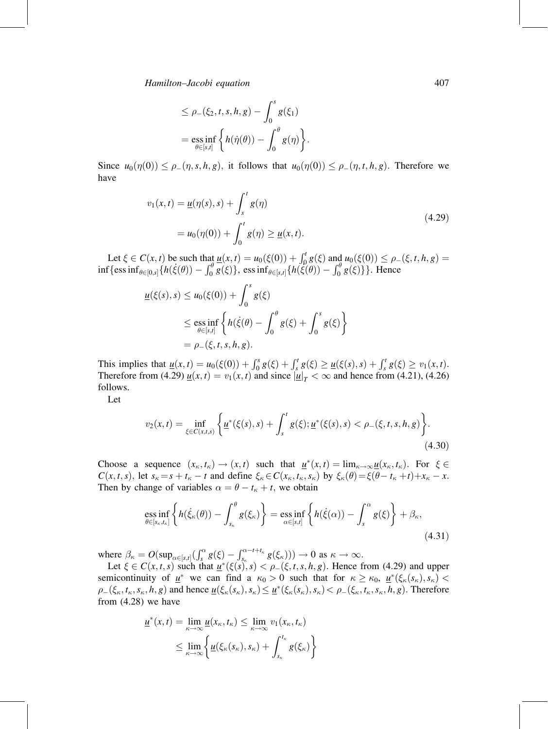$$
\begin{aligned}
&\leq \rho_-(\xi_2, t, s, h, g) - \int_0^s g(\xi_1) \\
&= \operatorname*{ess\,inf}_{\theta \in [s,t]} \left\{ h(\dot{\eta}(\theta)) - \int_0^\theta g(\eta) \right\}.
\end{aligned}
$$

Since $u_0(\eta(0)) \leq \rho_-(\eta, s, h, g)$, it follows that $u_0(\eta(0)) \leq \rho_-(\eta, t, h, g)$. Therefore we have

$$
\begin{aligned}
v_1(x,t) &= \underline{u}(\eta(s), s) + \int_s^t g(\eta) \\
&= u_0(\eta(0)) + \int_0^t g(\eta) \geq \underline{u}(x,t).
\end{aligned}
\tag{4.29}
$$

Let $\xi \in C(x,t)$ be such that $\underline{u}(x,t) = u_0(\xi(0)) + \int_0^t g(\xi)$ and $u_0(\xi(0)) \leq \rho_-(\xi, t, h, g) = \inf\{\operatorname{ess\,inf}_{\theta\in[0,s]}\{h(\dot{\xi}(\theta)) - \int_0^\theta g(\xi)\},\ \operatorname{ess\,inf}_{\theta\in[s,t]}\{h(\dot{\xi}(\theta)) - \int_0^\theta g(\xi)\}\}$. Hence

$$
\begin{aligned}
\underline{u}(\xi(s), s) &\leq u_0(\xi(0)) + \int_0^s g(\xi) \\
&\leq \operatorname*{ess\,inf}_{\theta\in[s,t]} \left\{ h(\dot{\xi}(\theta) - \int_0^\theta g(\xi) + \int_0^s g(\xi) \right\} \\
&= \rho_-(\xi, t, s, h, g).
\end{aligned}
$$

This implies that $\underline{u}(x,t) = u_0(\xi(0)) + \int_0^s g(\xi) + \int_s^t g(\xi) \geq \underline{u}(\xi(s), s) + \int_s^t g(\xi) \geq v_1(x,t)$. Therefore from (4.29) $\underline{u}(x,t) = v_1(x,t)$ and since $|\underline{u}|_T < \infty$ and hence from (4.21), (4.26) follows.

Let

$$
v_2(x,t) = \inf_{\xi \in C(x,t,s)} \left\{ \underline{u}^*(\xi(s), s) + \int_s^t g(\xi); \underline{u}^*(\xi(s), s) < \rho_-(\xi, t, s, h, g) \right\}.
\tag{4.30}
$$

Choose a sequence $(x_\kappa, t_\kappa) \to (x,t)$ such that $\underline{u}^*(x,t) = \lim_{\kappa\to\infty} \underline{u}(x_\kappa, t_\kappa)$. For $\xi \in C(x,t,s)$, let $s_\kappa = s + t_\kappa - t$ and define $\xi_\kappa \in C(x_\kappa, t_\kappa, s_\kappa)$ by $\xi_\kappa(\theta) = \xi(\theta - t_\kappa + t) + x_\kappa - x$. Then by change of variables $\alpha = \theta - t_\kappa + t$, we obtain

$$
\operatorname*{ess\,inf}_{\theta\in[s_\kappa, t_\kappa]} \left\{ h(\dot{\xi}_\kappa(\theta)) - \int_{s_\kappa}^\theta g(\xi_\kappa) \right\} = \operatorname*{ess\,inf}_{\alpha\in[s,t]} \left\{ h(\dot{\xi}(\alpha)) - \int_s^\alpha g(\xi) \right\} + \beta_\kappa,
\tag{4.31}
$$

where $\beta_\kappa = O(\sup_{\alpha\in[s,t]}(\int_s^\alpha g(\xi) - \int_{s_\kappa}^{\alpha - t + t_\kappa} g(\xi_\kappa))) \to 0$ as $\kappa \to \infty$.

Let $\xi \in C(x,t,s)$ such that $\underline{u}^*(\xi(s), s) < \rho_-(\xi, t, s, h, g)$. Hence from (4.29) and upper semicontinuity of $\underline{u}^*$ we can find a $\kappa_0 > 0$ such that for $\kappa \geq \kappa_0$, $\underline{u}^*(\xi_\kappa(s_\kappa), s_\kappa) < \rho_-(\xi_\kappa, t_\kappa, s_\kappa, h, g)$ and hence $\underline{u}(\xi_\kappa(s_\kappa), s_\kappa) \leq \underline{u}^*(\xi_\kappa(s_\kappa), s_\kappa) < \rho_-(\xi_\kappa, t_\kappa, s_\kappa, h, g)$. Therefore from (4.28) we have

$$
\begin{aligned}
\underline{u}^*(x,t) &= \lim_{\kappa\to\infty} \underline{u}(x_\kappa, t_\kappa) \leq \lim_{\kappa\to\infty} v_1(x_\kappa, t_\kappa) \\
&\leq \lim_{\kappa\to\infty} \left\{ \underline{u}(\xi_\kappa(s_\kappa), s_\kappa) + \int_{s_\kappa}^{t_\kappa} g(\xi_\kappa) \right\}
\end{aligned}
$$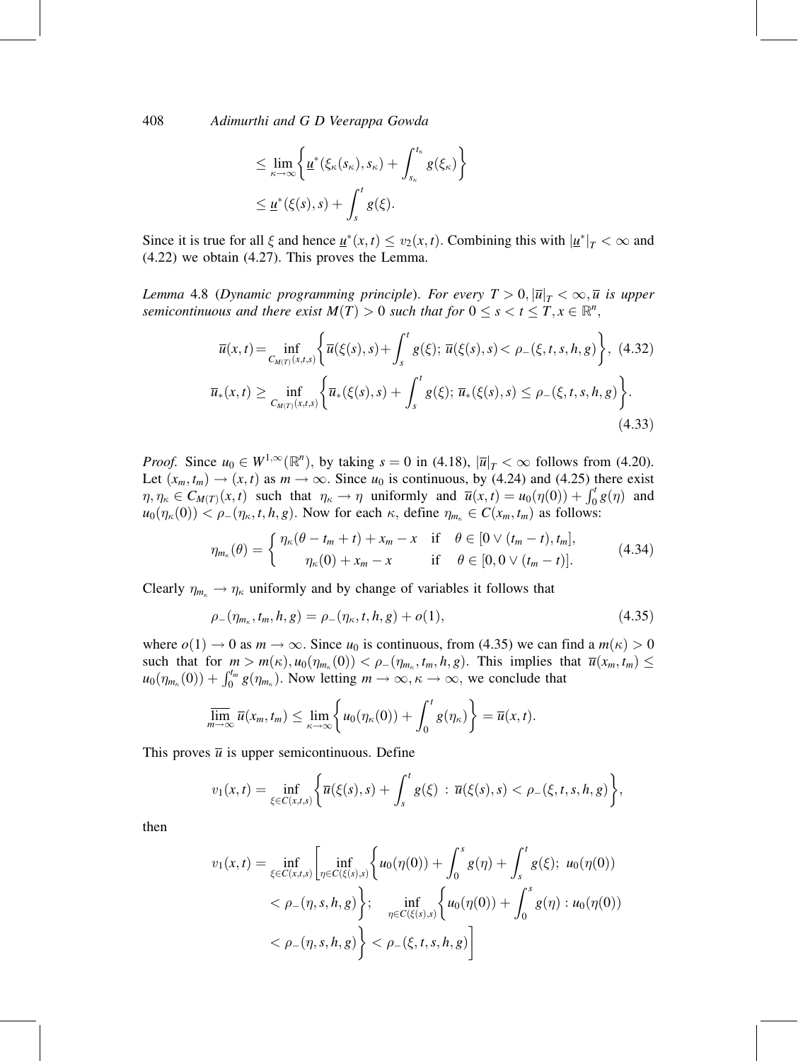$$
\begin{aligned}
&\leq \lim_{\kappa\to\infty}\left\{\underline{u}^*(\xi_\kappa(s_\kappa),s_\kappa)+\int_{s_\kappa}^{t_\kappa} g(\xi_\kappa)\right\}\\
&\leq \underline{u}^*(\xi(s),s)+\int_s^t g(\xi).
\end{aligned}
$$

Since it is true for all $\xi$ and hence $\underline{u}^*(x,t)\leq v_2(x,t)$. Combining this with $|\underline{u}^*|_T<\infty$ and (4.22) we obtain (4.27). This proves the Lemma.

*Lemma* 4.8 (*Dynamic programming principle*). *For every $T>0, |\overline{u}|_T<\infty, \overline{u}$ is upper semicontinuous and there exist $M(T)>0$ such that for $0\leq s<t\leq T, x\in\mathbb{R}^n$,*

$$
\overline{u}(x,t)=\inf_{C_{M(T)}(x,t,s)}\left\{\overline{u}(\xi(s),s)+\int_s^t g(\xi);\ \overline{u}(\xi(s),s)<\rho_-(\xi,t,s,h,g)\right\},\quad (4.32)
$$

$$
\overline{u}_*(x,t)\geq \inf_{C_{M(T)}(x,t,s)}\left\{\overline{u}_*(\xi(s),s)+\int_s^t g(\xi);\ \overline{u}_*(\xi(s),s)\leq\rho_-(\xi,t,s,h,g)\right\}.\quad (4.33)
$$

*Proof.* Since $u_0\in W^{1,\infty}(\mathbb{R}^n)$, by taking $s=0$ in (4.18), $|\overline{u}|_T<\infty$ follows from (4.20). Let $(x_m,t_m)\to(x,t)$ as $m\to\infty$. Since $u_0$ is continuous, by (4.24) and (4.25) there exist $\eta,\eta_\kappa\in C_{M(T)}(x,t)$ such that $\eta_\kappa\to\eta$ uniformly and $\overline{u}(x,t)=u_0(\eta(0))+\int_0^t g(\eta)$ and $u_0(\eta_\kappa(0))<\rho_-(\eta_\kappa,t,h,g)$. Now for each $\kappa$, define $\eta_{m_\kappa}\in C(x_m,t_m)$ as follows:

$$
\eta_{m_\kappa}(\theta)=\begin{cases}\eta_\kappa(\theta-t_m+t)+x_m-x & \text{if}\quad \theta\in[0\vee(t_m-t),t_m],\\ \eta_\kappa(0)+x_m-x & \text{if}\quad \theta\in[0,0\vee(t_m-t)].\end{cases}\quad (4.34)
$$

Clearly $\eta_{m_\kappa}\to\eta_\kappa$ uniformly and by change of variables it follows that

$$
\rho_-(\eta_{m_\kappa},t_m,h,g)=\rho_-(\eta_\kappa,t,h,g)+o(1),\quad (4.35)
$$

where $o(1)\to 0$ as $m\to\infty$. Since $u_0$ is continuous, from (4.35) we can find a $m(\kappa)>0$ such that for $m>m(\kappa), u_0(\eta_{m_\kappa}(0))<\rho_-(\eta_{m_\kappa},t_m,h,g)$. This implies that $\overline{u}(x_m,t_m)\leq u_0(\eta_{m_\kappa}(0))+\int_0^{t_m} g(\eta_{m_\kappa})$. Now letting $m\to\infty,\kappa\to\infty$, we conclude that

$$
\overline{\lim_{m\to\infty}}\,\overline{u}(x_m,t_m)\leq\lim_{\kappa\to\infty}\left\{u_0(\eta_\kappa(0))+\int_0^t g(\eta_\kappa)\right\}=\overline{u}(x,t).
$$

This proves $\overline{u}$ is upper semicontinuous. Define

$$
v_1(x,t)=\inf_{\xi\in C(x,t,s)}\left\{\overline{u}(\xi(s),s)+\int_s^t g(\xi)\ :\ \overline{u}(\xi(s),s)<\rho_-(\xi,t,s,h,g)\right\},
$$

then

$$
\begin{aligned}
v_1(x,t)=\inf_{\xi\in C(x,t,s)}\Bigg[&\inf_{\eta\in C(\xi(s),s)}\left\{u_0(\eta(0))+\int_0^s g(\eta)+\int_s^t g(\xi);\ u_0(\eta(0))\right.\\
&\left.<\rho_-(\eta,s,h,g)\right\};\quad \inf_{\eta\in C(\xi(s),s)}\left\{u_0(\eta(0))+\int_0^s g(\eta):u_0(\eta(0))\right.\\
&\left.<\rho_-(\eta,s,h,g)\right\}<\rho_-(\xi,t,s,h,g)\Bigg]
\end{aligned}
$$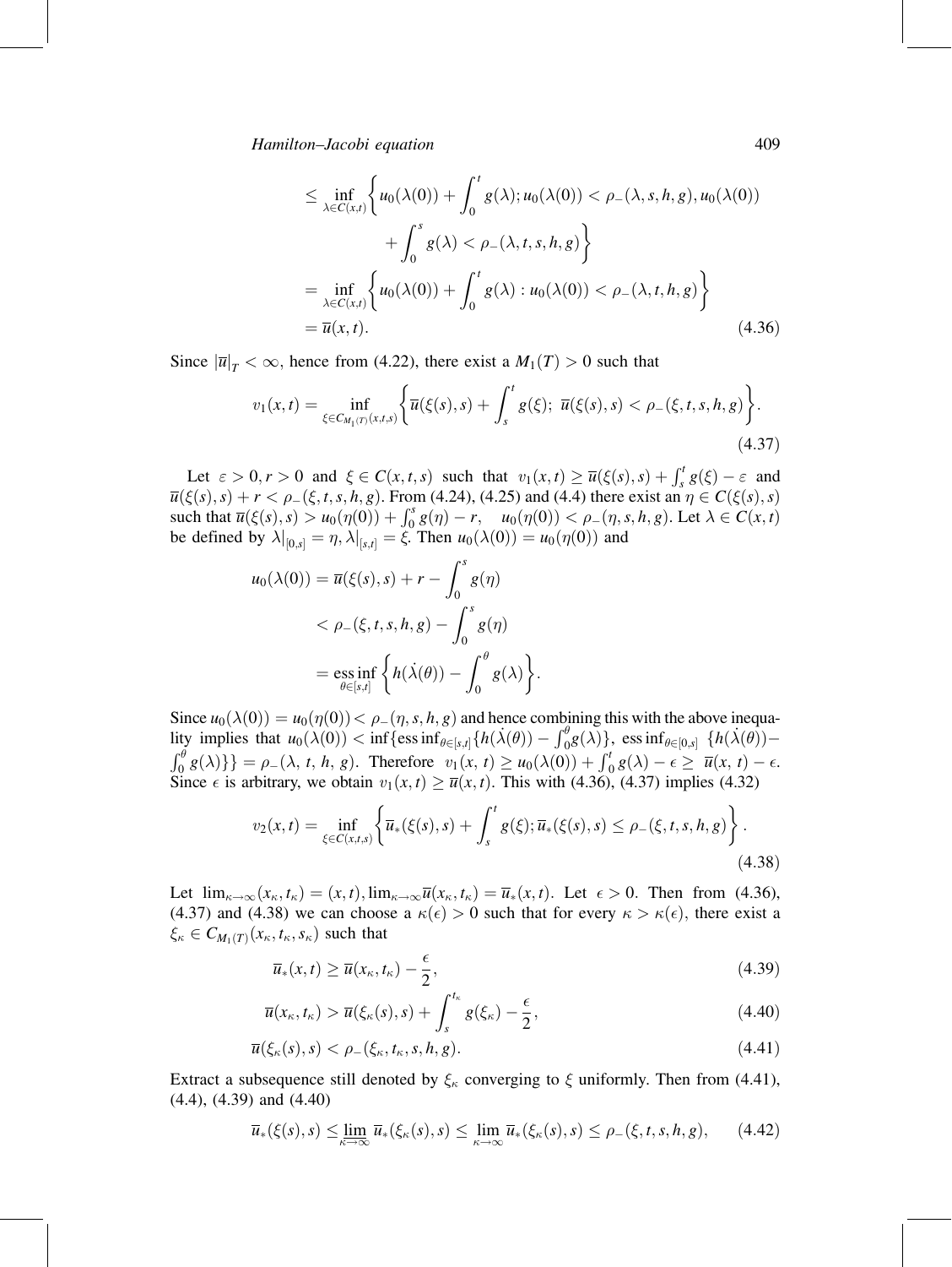$$
\begin{aligned}
&\leq \inf_{\lambda \in C(x,t)} \left\{ u_0(\lambda(0)) + \int_0^t g(\lambda); u_0(\lambda(0)) < \rho_-(\lambda, s, h, g), u_0(\lambda(0)) \right. \\
&\qquad \left. + \int_0^s g(\lambda) < \rho_-(\lambda, t, s, h, g) \right\} \\
&= \inf_{\lambda \in C(x,t)} \left\{ u_0(\lambda(0)) + \int_0^t g(\lambda) : u_0(\lambda(0)) < \rho_-(\lambda, t, h, g) \right\} \\
&= \overline{u}(x,t).
\end{aligned} \tag{4.36}
$$

Since $|\overline{u}|_T < \infty$, hence from (4.22), there exist a $M_1(T) > 0$ such that

$$
v_1(x,t) = \inf_{\xi \in C_{M_1(T)}(x,t,s)} \left\{ \overline{u}(\xi(s), s) + \int_s^t g(\xi);\ \overline{u}(\xi(s), s) < \rho_-(\xi, t, s, h, g) \right\}. \tag{4.37}
$$

Let $\varepsilon > 0, r > 0$ and $\xi \in C(x,t,s)$ such that $v_1(x,t) \geq \overline{u}(\xi(s), s) + \int_s^t g(\xi) - \varepsilon$ and $\overline{u}(\xi(s), s) + r < \rho_-(\xi, t, s, h, g)$. From (4.24), (4.25) and (4.4) there exist an $\eta \in C(\xi(s), s)$ such that $\overline{u}(\xi(s), s) > u_0(\eta(0)) + \int_0^s g(\eta) - r, \quad u_0(\eta(0)) < \rho_-(\eta, s, h, g)$. Let $\lambda \in C(x,t)$ be defined by $\lambda|_{[0,s]} = \eta, \lambda|_{[s,t]} = \xi$. Then $u_0(\lambda(0)) = u_0(\eta(0))$ and

$$
\begin{aligned}
u_0(\lambda(0)) &= \overline{u}(\xi(s), s) + r - \int_0^s g(\eta) \\
&< \rho_-(\xi, t, s, h, g) - \int_0^s g(\eta) \\
&= \operatorname*{ess\,inf}_{\theta \in [s,t]} \left\{ h(\dot{\lambda}(\theta)) - \int_0^\theta g(\lambda) \right\}.
\end{aligned}
$$

Since $u_0(\lambda(0)) = u_0(\eta(0)) < \rho_-(\eta, s, h, g)$ and hence combining this with the above inequality implies that $u_0(\lambda(0)) < \inf\{\operatorname{ess\,inf}_{\theta \in [s,t]}\{h(\dot{\lambda}(\theta)) - \int_0^\theta g(\lambda)\},\ \operatorname{ess\,inf}_{\theta \in [0,s]}\ \{h(\dot{\lambda}(\theta)) - \int_0^\theta g(\lambda)\}\} = \rho_-(\lambda, t, h, g)$. Therefore $v_1(x, t) \geq u_0(\lambda(0)) + \int_0^t g(\lambda) - \epsilon \geq \overline{u}(x, t) - \epsilon$. Since $\epsilon$ is arbitrary, we obtain $v_1(x,t) \geq \overline{u}(x,t)$. This with (4.36), (4.37) implies (4.32)

$$
v_2(x,t) = \inf_{\xi \in C(x,t,s)} \left\{ \overline{u}_*(\xi(s), s) + \int_s^t g(\xi); \overline{u}_*(\xi(s), s) \leq \rho_-(\xi, t, s, h, g) \right\}. \tag{4.38}
$$

Let $\lim_{\kappa \to \infty}(x_\kappa, t_\kappa) = (x,t), \lim_{\kappa \to \infty} \overline{u}(x_\kappa, t_\kappa) = \overline{u}_*(x,t)$. Let $\epsilon > 0$. Then from (4.36), (4.37) and (4.38) we can choose a $\kappa(\epsilon) > 0$ such that for every $\kappa > \kappa(\epsilon)$, there exist a $\xi_\kappa \in C_{M_1(T)}(x_\kappa, t_\kappa, s_\kappa)$ such that

$$
\overline{u}_*(x,t) \geq \overline{u}(x_\kappa, t_\kappa) - \frac{\epsilon}{2}, \tag{4.39}
$$

$$
\overline{u}(x_\kappa, t_\kappa) > \overline{u}(\xi_\kappa(s), s) + \int_s^{t_\kappa} g(\xi_\kappa) - \frac{\epsilon}{2}, \tag{4.40}
$$

$$
\overline{u}(\xi_\kappa(s), s) < \rho_-(\xi_\kappa, t_\kappa, s, h, g). \tag{4.41}
$$

Extract a subsequence still denoted by $\xi_\kappa$ converging to $\xi$ uniformly. Then from (4.41), (4.4), (4.39) and (4.40)

$$
\overline{u}_*(\xi(s), s) \leq \varliminf_{\kappa \to \infty} \overline{u}_*(\xi_\kappa(s), s) \leq \lim_{\kappa \to \infty} \overline{u}_*(\xi_\kappa(s), s) \leq \rho_-(\xi, t, s, h, g), \tag{4.42}
$$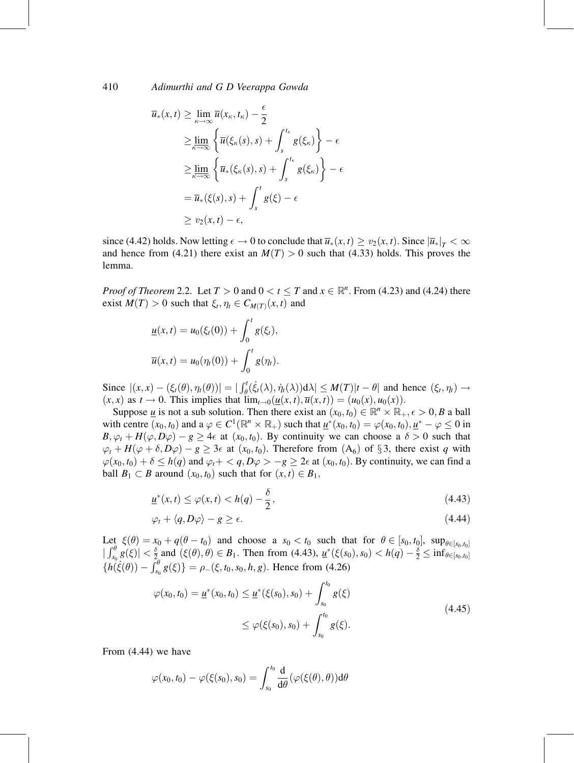$$
\begin{aligned}
\overline{u}_*(x,t) &\geq \lim_{\kappa\to\infty} \overline{u}(x_\kappa, t_\kappa) - \frac{\epsilon}{2} \\
&\geq \varliminf_{\kappa\to\infty} \left\{ \overline{u}(\xi_\kappa(s), s) + \int_s^{t_\kappa} g(\xi_\kappa) \right\} - \epsilon \\
&\geq \varliminf_{\kappa\to\infty} \left\{ \overline{u}_*(\xi_\kappa(s), s) + \int_s^{t_\kappa} g(\xi_\kappa) \right\} - \epsilon \\
&= \overline{u}_*(\xi(s), s) + \int_s^t g(\xi) - \epsilon \\
&\geq v_2(x,t) - \epsilon,
\end{aligned}
$$

since (4.42) holds. Now letting $\epsilon \to 0$ to conclude that $\overline{u}_*(x,t) \geq v_2(x,t)$. Since $|\overline{u}_*|_T < \infty$ and hence from (4.21) there exist an $M(T) > 0$ such that (4.33) holds. This proves the lemma.

*Proof of Theorem* 2.2. Let $T > 0$ and $0 < t \leq T$ and $x \in \mathbb{R}^n$. From (4.23) and (4.24) there exist $M(T) > 0$ such that $\xi_t, \eta_t \in C_{M(T)}(x,t)$ and

$$
\begin{aligned}
\underline{u}(x,t) &= u_0(\xi_t(0)) + \int_0^t g(\xi_t), \\
\overline{u}(x,t) &= u_0(\eta_t(0)) + \int_0^t g(\eta_t).
\end{aligned}
$$

Since $|(x,x) - (\xi_t(\theta), \eta_t(\theta))| = |\int_\theta^t (\dot{\xi}_t(\lambda), \dot{\eta}_t(\lambda)) \mathrm{d}\lambda| \leq M(T)|t - \theta|$ and hence $(\xi_t, \eta_t) \to (x,x)$ as $t \to 0$. This implies that $\lim_{t\to 0}(\underline{u}(x,t), \overline{u}(x,t)) = (u_0(x), u_0(x))$.

Suppose $\underline{u}$ is not a sub solution. Then there exist an $(x_0, t_0) \in \mathbb{R}^n \times \mathbb{R}_+, \epsilon > 0, B$ a ball with centre $(x_0, t_0)$ and a $\varphi \in C^1(\mathbb{R}^n \times \mathbb{R}_+)$ such that $\underline{u}^*(x_0,t_0) = \varphi(x_0,t_0), \underline{u}^* - \varphi \leq 0$ in $B, \varphi_t + H(\varphi, D\varphi) - g \geq 4\epsilon$ at $(x_0, t_0)$. By continuity we can choose a $\delta > 0$ such that $\varphi_t + H(\varphi + \delta, D\varphi) - g \geq 3\epsilon$ at $(x_0, t_0)$. Therefore from $(\mathrm{A}_6)$ of § 3, there exist $q$ with $\varphi(x_0, t_0) + \delta \leq h(q)$ and $\varphi_t + < q, D\varphi > -g \geq 2\epsilon$ at $(x_0, t_0)$. By continuity, we can find a ball $B_1 \subset B$ around $(x_0, t_0)$ such that for $(x,t) \in B_1$,

$$
\underline{u}^*(x,t) \leq \varphi(x,t) < h(q) - \frac{\delta}{2}, \tag{4.43}
$$

$$
\varphi_t + \langle q, D\varphi \rangle - g \geq \epsilon. \tag{4.44}
$$

Let $\xi(\theta) = x_0 + q(\theta - t_0)$ and choose a $s_0 < t_0$ such that for $\theta \in [s_0, t_0]$, $\sup_{\theta\in[s_0,t_0]} |\int_{s_0}^\theta g(\xi)| < \frac{\delta}{2}$ and $(\xi(\theta), \theta) \in B_1$. Then from (4.43), $\underline{u}^*(\xi(s_0), s_0) < h(q) - \frac{\delta}{2} \leq \inf_{\theta\in[s_0,t_0]} \{h(\dot{\xi}(\theta)) - \int_{s_0}^\theta g(\xi)\} = \rho_-(\xi, t_0, s_0, h, g)$. Hence from (4.26)

$$
\begin{aligned}
\varphi(x_0, t_0) = \underline{u}^*(x_0, t_0) &\leq \underline{u}^*(\xi(s_0), s_0) + \int_{s_0}^{t_0} g(\xi) \\
&\leq \varphi(\xi(s_0), s_0) + \int_{s_0}^{t_0} g(\xi).
\end{aligned} \tag{4.45}
$$

From (4.44) we have

$$
\varphi(x_0, t_0) - \varphi(\xi(s_0), s_0) = \int_{s_0}^{t_0} \frac{\mathrm{d}}{\mathrm{d}\theta} (\varphi(\xi(\theta), \theta)) \mathrm{d}\theta
$$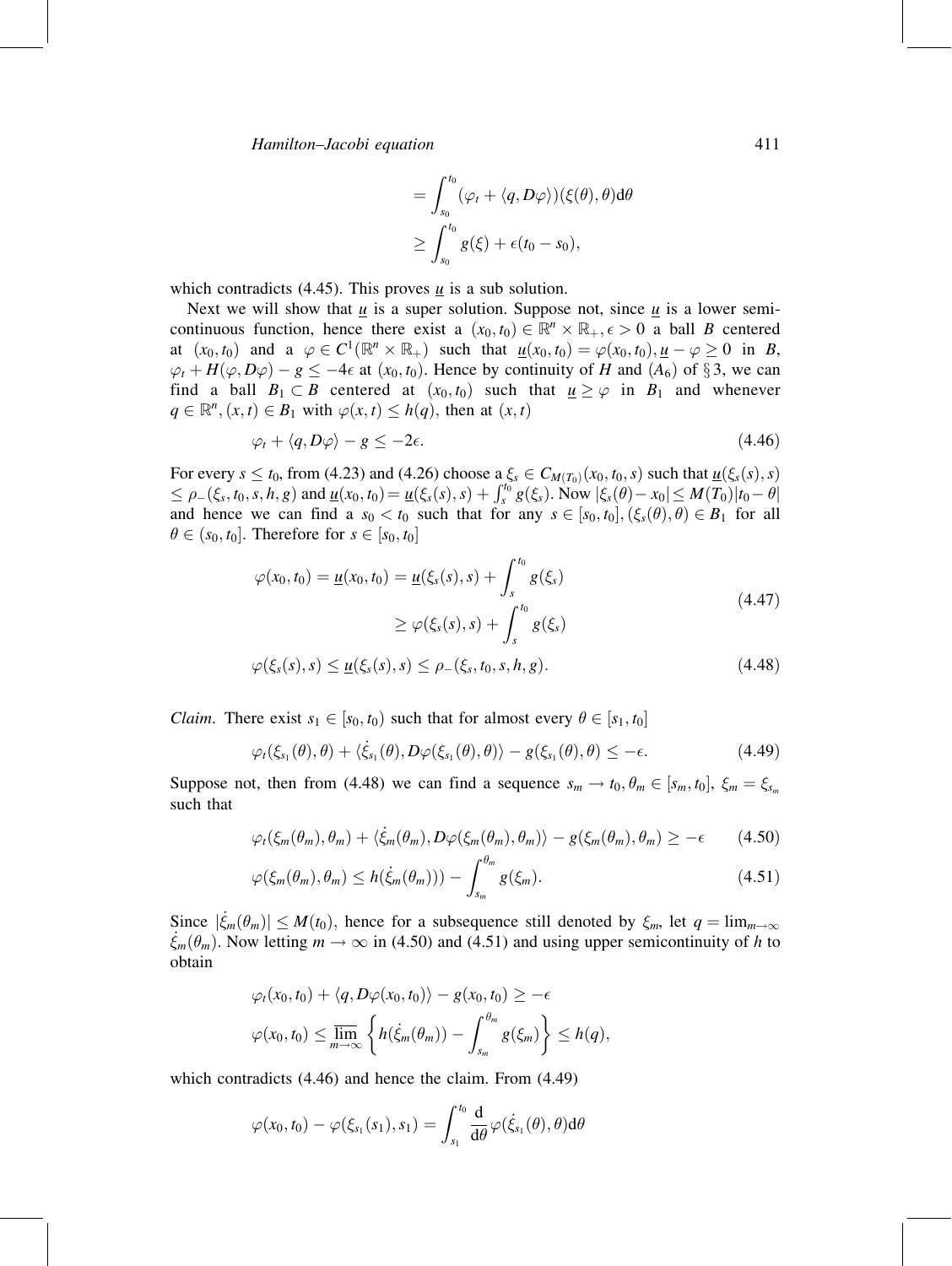$$
\begin{aligned}
&= \int_{s_0}^{t_0} (\varphi_t + \langle q, D\varphi\rangle)(\xi(\theta), \theta) \mathrm{d}\theta \\
&\geq \int_{s_0}^{t_0} g(\xi) + \epsilon(t_0 - s_0),
\end{aligned}
$$

which contradicts (4.45). This proves $\underline{u}$ is a sub solution.

Next we will show that $\underline{u}$ is a super solution. Suppose not, since $\underline{u}$ is a lower semicontinuous function, hence there exist a $(x_0, t_0) \in \mathbb{R}^n \times \mathbb{R}_+, \epsilon > 0$ a ball $B$ centered at $(x_0, t_0)$ and a $\varphi \in C^1(\mathbb{R}^n \times \mathbb{R}_+)$ such that $\underline{u}(x_0, t_0) = \varphi(x_0, t_0), \underline{u} - \varphi \geq 0$ in $B$, $\varphi_t + H(\varphi, D\varphi) - g \leq -4\epsilon$ at $(x_0, t_0)$. Hence by continuity of $H$ and $(A_6)$ of §3, we can find a ball $B_1 \subset B$ centered at $(x_0, t_0)$ such that $\underline{u} \geq \varphi$ in $B_1$ and whenever $q \in \mathbb{R}^n, (x, t) \in B_1$ with $\varphi(x, t) \leq h(q)$, then at $(x, t)$

$$
\varphi_t + \langle q, D\varphi\rangle - g \leq -2\epsilon. \tag{4.46}
$$

For every $s \leq t_0$, from (4.23) and (4.26) choose a $\xi_s \in C_{M(T_0)}(x_0, t_0, s)$ such that $\underline{u}(\xi_s(s), s) \leq \rho_-(\xi_s, t_0, s, h, g)$ and $\underline{u}(x_0, t_0) = \underline{u}(\xi_s(s), s) + \int_s^{t_0} g(\xi_s)$. Now $|\xi_s(\theta) - x_0| \leq M(T_0)|t_0 - \theta|$ and hence we can find a $s_0 < t_0$ such that for any $s \in [s_0, t_0], (\xi_s(\theta), \theta) \in B_1$ for all $\theta \in (s_0, t_0]$. Therefore for $s \in [s_0, t_0]$

$$
\begin{aligned}
\varphi(x_0, t_0) = \underline{u}(x_0, t_0) &= \underline{u}(\xi_s(s), s) + \int_s^{t_0} g(\xi_s) \\
&\geq \varphi(\xi_s(s), s) + \int_s^{t_0} g(\xi_s)
\end{aligned} \tag{4.47}
$$

$$
\varphi(\xi_s(s), s) \leq \underline{u}(\xi_s(s), s) \leq \rho_-(\xi_s, t_0, s, h, g). \tag{4.48}
$$

*Claim.* There exist $s_1 \in [s_0, t_0)$ such that for almost every $\theta \in [s_1, t_0]$

$$
\varphi_t(\xi_{s_1}(\theta), \theta) + \langle \dot{\xi}_{s_1}(\theta), D\varphi(\xi_{s_1}(\theta), \theta)\rangle - g(\xi_{s_1}(\theta), \theta) \leq -\epsilon. \tag{4.49}
$$

Suppose not, then from (4.48) we can find a sequence $s_m \to t_0, \theta_m \in [s_m, t_0]$, $\xi_m = \xi_{s_m}$ such that

$$
\varphi_t(\xi_m(\theta_m), \theta_m) + \langle \dot{\xi}_m(\theta_m), D\varphi(\xi_m(\theta_m), \theta_m)\rangle - g(\xi_m(\theta_m), \theta_m) \geq -\epsilon \tag{4.50}
$$

$$
\varphi(\xi_m(\theta_m), \theta_m) \leq h(\dot{\xi}_m(\theta_m))) - \int_{s_m}^{\theta_m} g(\xi_m). \tag{4.51}
$$

Since $|\dot{\xi}_m(\theta_m)| \leq M(t_0)$, hence for a subsequence still denoted by $\xi_m$, let $q = \lim_{m\to\infty} \dot{\xi}_m(\theta_m)$. Now letting $m \to \infty$ in (4.50) and (4.51) and using upper semicontinuity of $h$ to obtain

$$
\begin{aligned}
&\varphi_t(x_0, t_0) + \langle q, D\varphi(x_0, t_0)\rangle - g(x_0, t_0) \geq -\epsilon \\
&\varphi(x_0, t_0) \leq \overline{\lim_{m\to\infty}} \left\{ h(\dot{\xi}_m(\theta_m)) - \int_{s_m}^{\theta_m} g(\xi_m) \right\} \leq h(q),
\end{aligned}
$$

which contradicts (4.46) and hence the claim. From (4.49)

$$
\varphi(x_0, t_0) - \varphi(\xi_{s_1}(s_1), s_1) = \int_{s_1}^{t_0} \frac{\mathrm{d}}{\mathrm{d}\theta} \varphi(\dot{\xi}_{s_1}(\theta), \theta) \mathrm{d}\theta
$$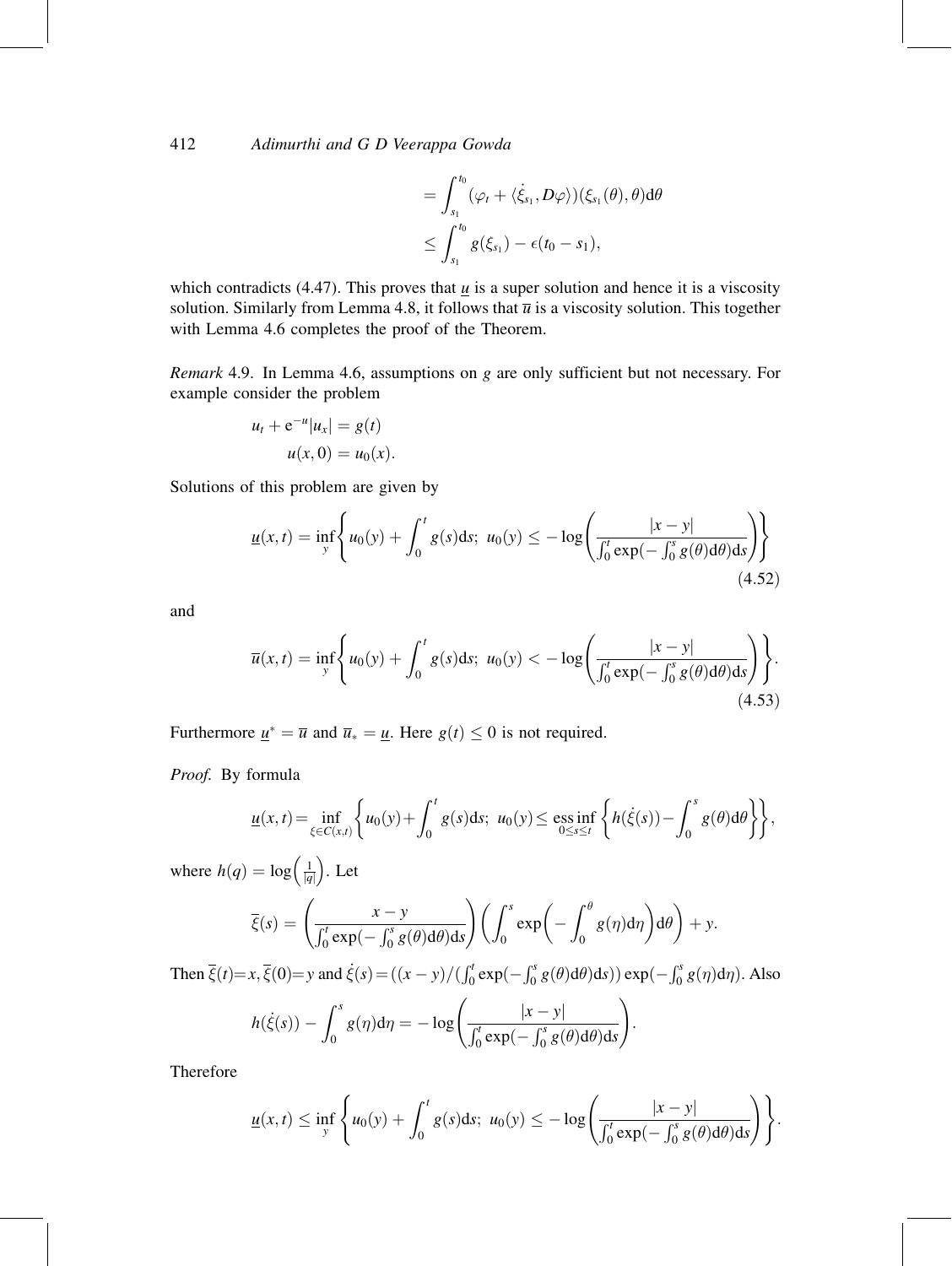$$
\begin{aligned}
&= \int_{s_1}^{t_0} (\varphi_t + \langle \dot{\xi}_{s_1}, D\varphi \rangle)(\xi_{s_1}(\theta), \theta) \mathrm{d}\theta \\
&\leq \int_{s_1}^{t_0} g(\xi_{s_1}) - \epsilon(t_0 - s_1),
\end{aligned}
$$

which contradicts (4.47). This proves that $\underline{u}$ is a super solution and hence it is a viscosity solution. Similarly from Lemma 4.8, it follows that $\overline{u}$ is a viscosity solution. This together with Lemma 4.6 completes the proof of the Theorem.

*Remark* 4.9. In Lemma 4.6, assumptions on $g$ are only sufficient but not necessary. For example consider the problem

$$
\begin{aligned}
u_t + \mathrm{e}^{-u}|u_x| &= g(t) \\
u(x, 0) &= u_0(x).
\end{aligned}
$$

Solutions of this problem are given by

$$
\underline{u}(x,t) = \inf_y \left\{ u_0(y) + \int_0^t g(s) \mathrm{d}s;\ u_0(y) \leq -\log\left( \frac{|x-y|}{\int_0^t \exp(-\int_0^s g(\theta)\mathrm{d}\theta)\mathrm{d}s} \right) \right\} \tag{4.52}
$$

and

$$
\overline{u}(x,t) = \inf_y \left\{ u_0(y) + \int_0^t g(s) \mathrm{d}s;\ u_0(y) < -\log\left( \frac{|x-y|}{\int_0^t \exp(-\int_0^s g(\theta)\mathrm{d}\theta)\mathrm{d}s} \right) \right\}. \tag{4.53}
$$

Furthermore $\underline{u}^* = \overline{u}$ and $\overline{u}_* = \underline{u}$. Here $g(t) \leq 0$ is not required.

*Proof.* By formula

$$
\underline{u}(x,t) = \inf_{\xi \in C(x,t)} \left\{ u_0(y) + \int_0^t g(s)\mathrm{d}s;\ u_0(y) \leq \operatorname*{ess\,inf}_{0 \leq s \leq t} \left\{ h(\dot{\xi}(s)) - \int_0^s g(\theta)\mathrm{d}\theta \right\} \right\},
$$

where $h(q) = \log\left(\frac{1}{|q|}\right)$. Let

$$
\overline{\xi}(s) = \left( \frac{x-y}{\int_0^t \exp(-\int_0^s g(\theta)\mathrm{d}\theta)\mathrm{d}s} \right) \left( \int_0^s \exp\left( -\int_0^\theta g(\eta)\mathrm{d}\eta \right) \mathrm{d}\theta \right) + y.
$$

Then $\overline{\xi}(t) = x, \overline{\xi}(0) = y$ and $\dot{\xi}(s) = ((x-y)/(\int_0^t \exp(-\int_0^s g(\theta)\mathrm{d}\theta)\mathrm{d}s)) \exp(-\int_0^s g(\eta)\mathrm{d}\eta)$. Also

$$
h(\dot{\xi}(s)) - \int_0^s g(\eta)\mathrm{d}\eta = -\log\left( \frac{|x-y|}{\int_0^t \exp(-\int_0^s g(\theta)\mathrm{d}\theta)\mathrm{d}s} \right).
$$

Therefore

$$
\underline{u}(x,t) \leq \inf_y \left\{ u_0(y) + \int_0^t g(s)\mathrm{d}s;\ u_0(y) \leq -\log\left( \frac{|x-y|}{\int_0^t \exp(-\int_0^s g(\theta)\mathrm{d}\theta)\mathrm{d}s} \right) \right\}.
$$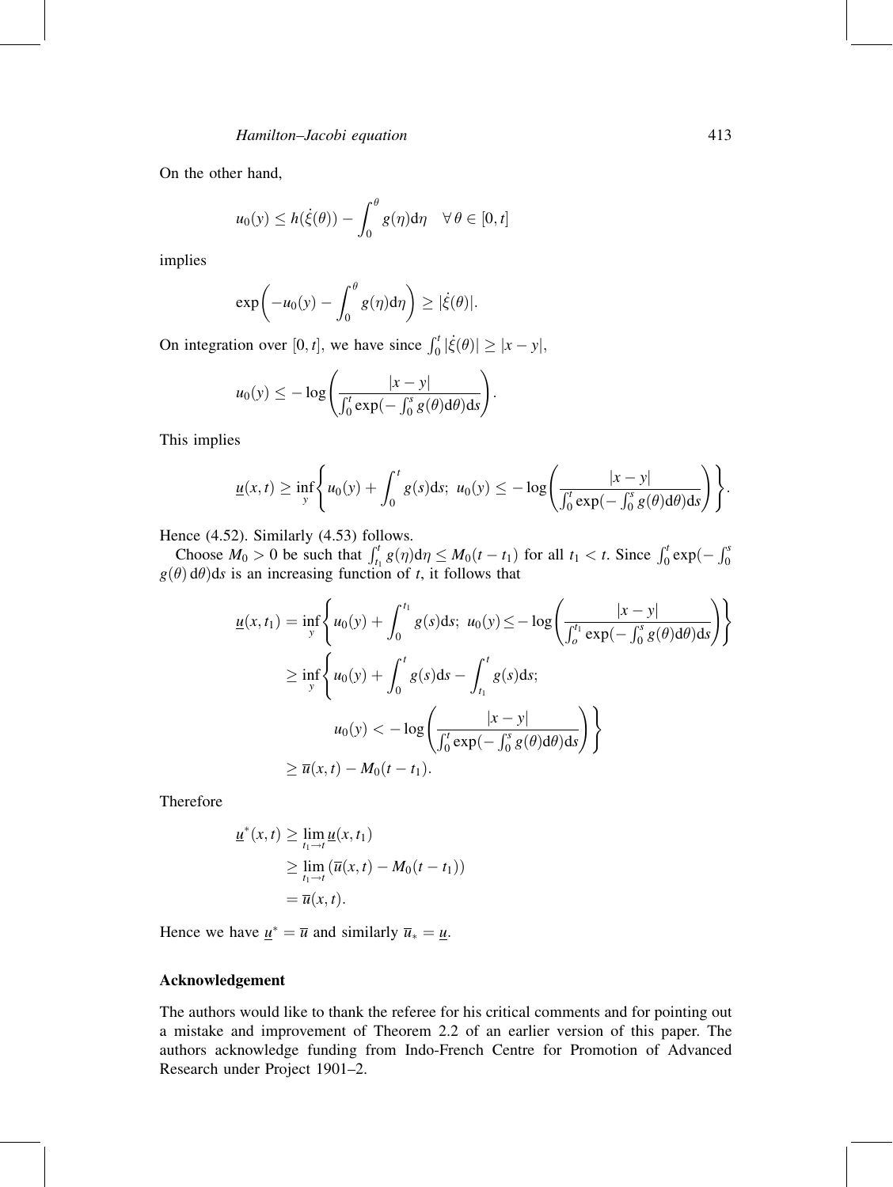On the other hand,

$$u_0(y) \leq h(\dot{\xi}(\theta)) - \int_0^{\theta} g(\eta)\mathrm{d}\eta \quad \forall\, \theta \in [0, t]$$

implies

$$\exp\left(-u_0(y) - \int_0^{\theta} g(\eta)\mathrm{d}\eta\right) \geq |\dot{\xi}(\theta)|.$$

On integration over $[0, t]$, we have since $\int_0^t |\dot{\xi}(\theta)| \geq |x - y|$,

$$u_0(y) \leq -\log\left(\frac{|x-y|}{\int_0^t \exp(-\int_0^s g(\theta)\mathrm{d}\theta)\mathrm{d}s}\right).$$

This implies

$$\underline{u}(x,t) \geq \inf_y \left\{ u_0(y) + \int_0^t g(s)\mathrm{d}s;\ u_0(y) \leq -\log\left(\frac{|x-y|}{\int_0^t \exp(-\int_0^s g(\theta)\mathrm{d}\theta)\mathrm{d}s}\right)\right\}.$$

Hence (4.52). Similarly (4.53) follows.

Choose $M_0 > 0$ be such that $\int_{t_1}^t g(\eta)\mathrm{d}\eta \leq M_0(t - t_1)$ for all $t_1 < t$. Since $\int_0^t \exp(-\int_0^s g(\theta)\,\mathrm{d}\theta)\mathrm{d}s$ is an increasing function of $t$, it follows that

$$\begin{aligned}
\underline{u}(x,t_1) &= \inf_y \left\{ u_0(y) + \int_0^{t_1} g(s)\mathrm{d}s;\ u_0(y) \leq -\log\left(\frac{|x-y|}{\int_o^{t_1} \exp(-\int_0^s g(\theta)\mathrm{d}\theta)\mathrm{d}s}\right)\right\} \\
&\geq \inf_y \left\{ u_0(y) + \int_0^t g(s)\mathrm{d}s - \int_{t_1}^t g(s)\mathrm{d}s; \right. \\
&\qquad\qquad \left. u_0(y) < -\log\left(\frac{|x-y|}{\int_0^t \exp(-\int_0^s g(\theta)\mathrm{d}\theta)\mathrm{d}s}\right)\right\} \\
&\geq \overline{u}(x,t) - M_0(t - t_1).
\end{aligned}$$

Therefore

$$\begin{aligned}
\underline{u}^*(x,t) &\geq \lim_{t_1 \to t} \underline{u}(x,t_1) \\
&\geq \lim_{t_1 \to t} (\overline{u}(x,t) - M_0(t - t_1)) \\
&= \overline{u}(x,t).
\end{aligned}$$

Hence we have $\underline{u}^* = \overline{u}$ and similarly $\overline{u}_* = \underline{u}$.

## Acknowledgement

The authors would like to thank the referee for his critical comments and for pointing out a mistake and improvement of Theorem 2.2 of an earlier version of this paper. The authors acknowledge funding from Indo-French Centre for Promotion of Advanced Research under Project 1901–2.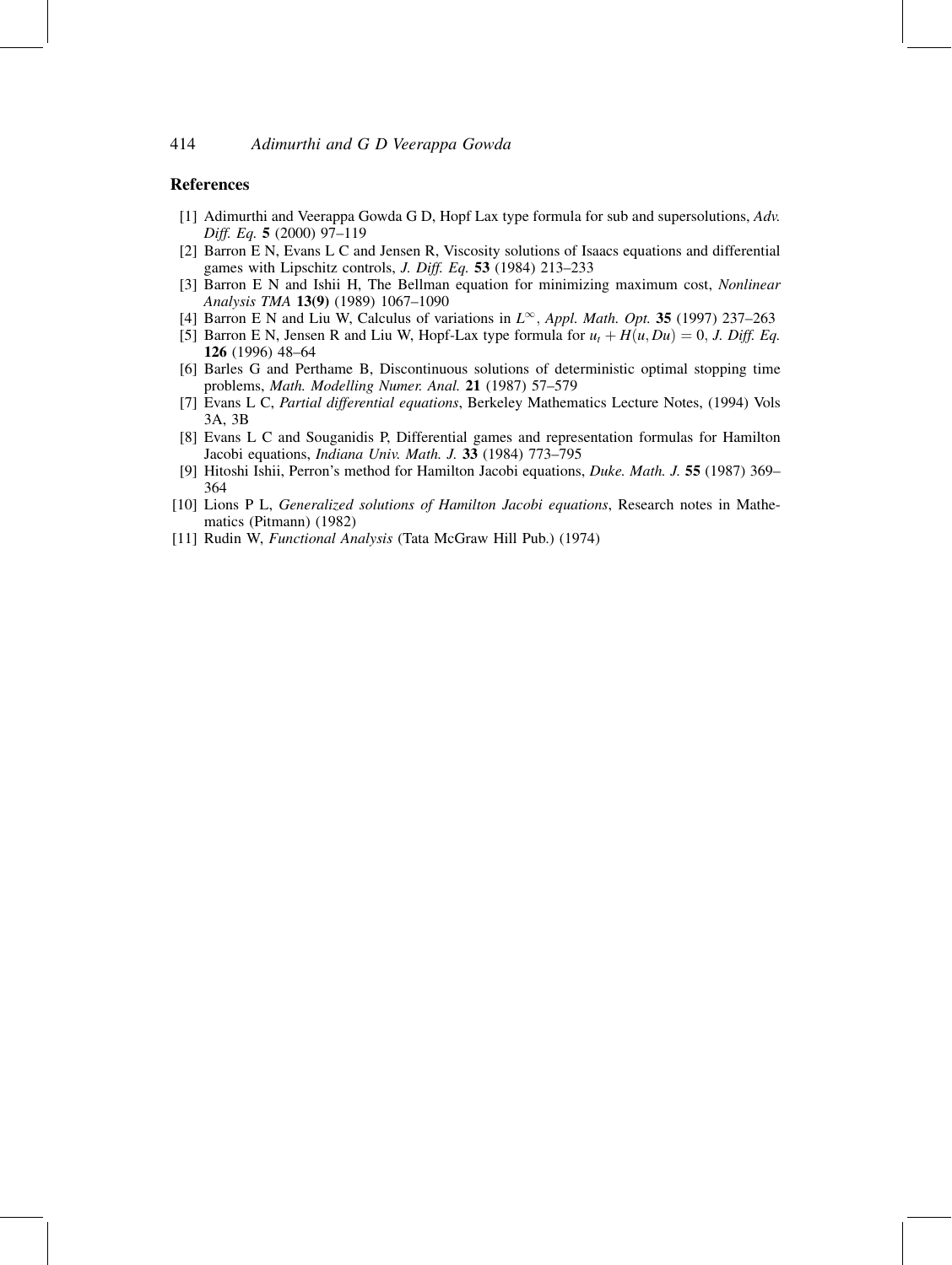## References

[1] Adimurthi and Veerappa Gowda G D, Hopf Lax type formula for sub and supersolutions, *Adv. Diff. Eq.* **5** (2000) 97–119

[2] Barron E N, Evans L C and Jensen R, Viscosity solutions of Isaacs equations and differential games with Lipschitz controls, *J. Diff. Eq.* **53** (1984) 213–233

[3] Barron E N and Ishii H, The Bellman equation for minimizing maximum cost, *Nonlinear Analysis TMA* **13(9)** (1989) 1067–1090

[4] Barron E N and Liu W, Calculus of variations in $L^\infty$, *Appl. Math. Opt.* **35** (1997) 237–263

[5] Barron E N, Jensen R and Liu W, Hopf-Lax type formula for $u_t + H(u, Du) = 0$, *J. Diff. Eq.* **126** (1996) 48–64

[6] Barles G and Perthame B, Discontinuous solutions of deterministic optimal stopping time problems, *Math. Modelling Numer. Anal.* **21** (1987) 57–579

[7] Evans L C, *Partial differential equations*, Berkeley Mathematics Lecture Notes, (1994) Vols 3A, 3B

[8] Evans L C and Souganidis P, Differential games and representation formulas for Hamilton Jacobi equations, *Indiana Univ. Math. J.* **33** (1984) 773–795

[9] Hitoshi Ishii, Perron's method for Hamilton Jacobi equations, *Duke. Math. J.* **55** (1987) 369–364

[10] Lions P L, *Generalized solutions of Hamilton Jacobi equations*, Research notes in Mathematics (Pitmann) (1982)

[11] Rudin W, *Functional Analysis* (Tata McGraw Hill Pub.) (1974)